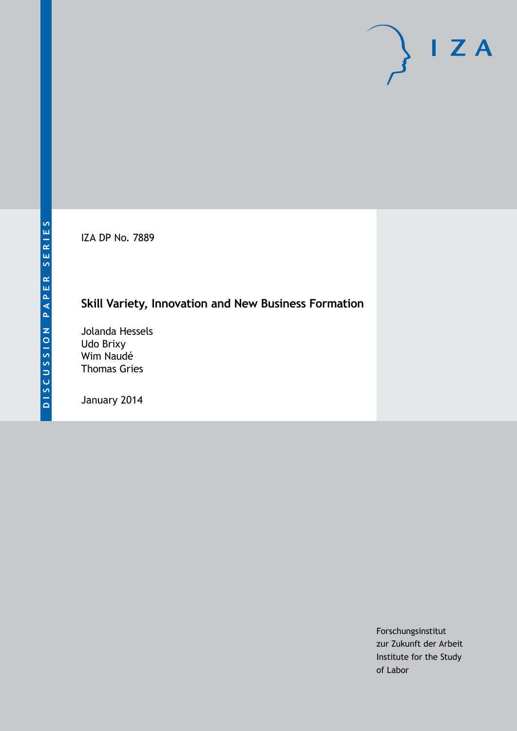DISCUSSION PAPER SERIES

IZA

IZA DP No. 7889

# Skill Variety, Innovation and New Business Formation

Jolanda Hessels
Udo Brixy
Wim Naudé
Thomas Gries

January 2014

Forschungsinstitut
zur Zukunft der Arbeit
Institute for the Study
of Labor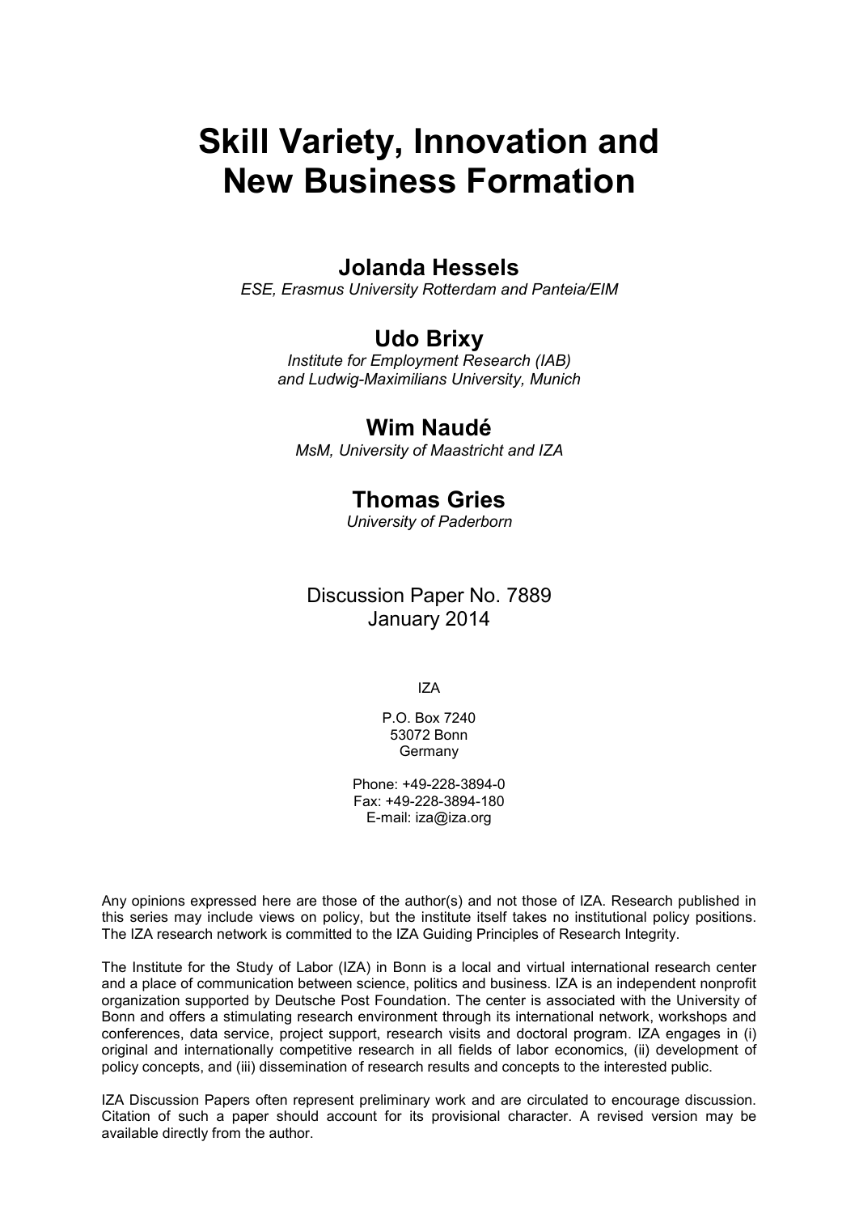# Skill Variety, Innovation and New Business Formation

## Jolanda Hessels

*ESE, Erasmus University Rotterdam and Panteia/EIM*

## Udo Brixy

*Institute for Employment Research (IAB) and Ludwig-Maximilians University, Munich*

## Wim Naudé

*MsM, University of Maastricht and IZA*

## Thomas Gries

*University of Paderborn*

Discussion Paper No. 7889
January 2014

IZA

P.O. Box 7240
53072 Bonn
Germany

Phone: +49-228-3894-0
Fax: +49-228-3894-180
E-mail: iza@iza.org

Any opinions expressed here are those of the author(s) and not those of IZA. Research published in this series may include views on policy, but the institute itself takes no institutional policy positions. The IZA research network is committed to the IZA Guiding Principles of Research Integrity.

The Institute for the Study of Labor (IZA) in Bonn is a local and virtual international research center and a place of communication between science, politics and business. IZA is an independent nonprofit organization supported by Deutsche Post Foundation. The center is associated with the University of Bonn and offers a stimulating research environment through its international network, workshops and conferences, data service, project support, research visits and doctoral program. IZA engages in (i) original and internationally competitive research in all fields of labor economics, (ii) development of policy concepts, and (iii) dissemination of research results and concepts to the interested public.

IZA Discussion Papers often represent preliminary work and are circulated to encourage discussion. Citation of such a paper should account for its provisional character. A revised version may be available directly from the author.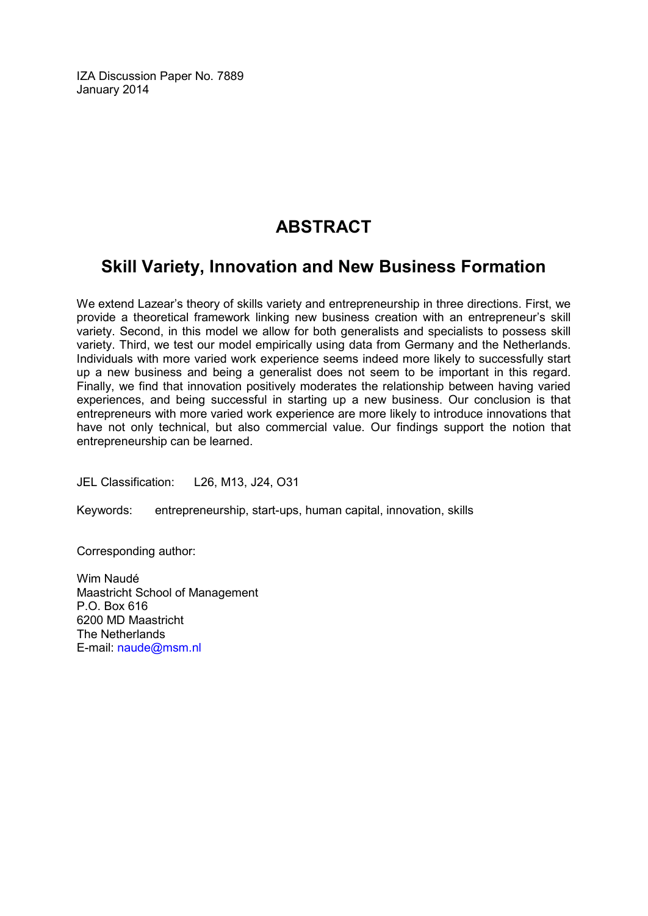IZA Discussion Paper No. 7889
January 2014

# ABSTRACT

## Skill Variety, Innovation and New Business Formation

We extend Lazear's theory of skills variety and entrepreneurship in three directions. First, we provide a theoretical framework linking new business creation with an entrepreneur's skill variety. Second, in this model we allow for both generalists and specialists to possess skill variety. Third, we test our model empirically using data from Germany and the Netherlands. Individuals with more varied work experience seems indeed more likely to successfully start up a new business and being a generalist does not seem to be important in this regard. Finally, we find that innovation positively moderates the relationship between having varied experiences, and being successful in starting up a new business. Our conclusion is that entrepreneurs with more varied work experience are more likely to introduce innovations that have not only technical, but also commercial value. Our findings support the notion that entrepreneurship can be learned.

JEL Classification: L26, M13, J24, O31

Keywords: entrepreneurship, start-ups, human capital, innovation, skills

Corresponding author:

Wim Naudé
Maastricht School of Management
P.O. Box 616
6200 MD Maastricht
The Netherlands
E-mail: naude@msm.nl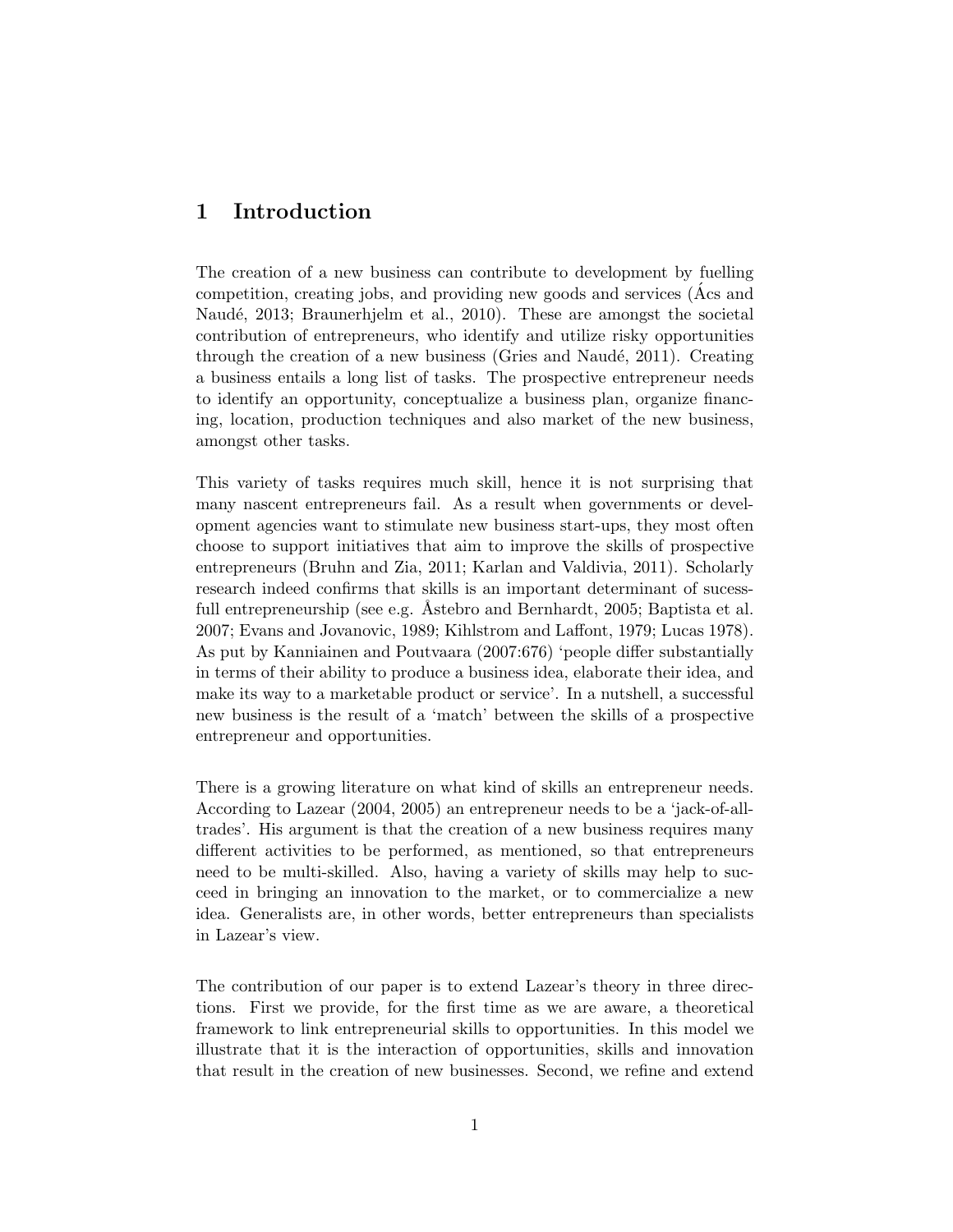# 1 Introduction

The creation of a new business can contribute to development by fuelling competition, creating jobs, and providing new goods and services (Ács and Naudé, 2013; Braunerhjelm et al., 2010). These are amongst the societal contribution of entrepreneurs, who identify and utilize risky opportunities through the creation of a new business (Gries and Naudé, 2011). Creating a business entails a long list of tasks. The prospective entrepreneur needs to identify an opportunity, conceptualize a business plan, organize financing, location, production techniques and also market of the new business, amongst other tasks.

This variety of tasks requires much skill, hence it is not surprising that many nascent entrepreneurs fail. As a result when governments or development agencies want to stimulate new business start-ups, they most often choose to support initiatives that aim to improve the skills of prospective entrepreneurs (Bruhn and Zia, 2011; Karlan and Valdivia, 2011). Scholarly research indeed confirms that skills is an important determinant of sucessfull entrepreneurship (see e.g. Åstebro and Bernhardt, 2005; Baptista et al. 2007; Evans and Jovanovic, 1989; Kihlstrom and Laffont, 1979; Lucas 1978). As put by Kanniainen and Poutvaara (2007:676) 'people differ substantially in terms of their ability to produce a business idea, elaborate their idea, and make its way to a marketable product or service'. In a nutshell, a successful new business is the result of a 'match' between the skills of a prospective entrepreneur and opportunities.

There is a growing literature on what kind of skills an entrepreneur needs. According to Lazear (2004, 2005) an entrepreneur needs to be a 'jack-of-all-trades'. His argument is that the creation of a new business requires many different activities to be performed, as mentioned, so that entrepreneurs need to be multi-skilled. Also, having a variety of skills may help to succeed in bringing an innovation to the market, or to commercialize a new idea. Generalists are, in other words, better entrepreneurs than specialists in Lazear's view.

The contribution of our paper is to extend Lazear's theory in three directions. First we provide, for the first time as we are aware, a theoretical framework to link entrepreneurial skills to opportunities. In this model we illustrate that it is the interaction of opportunities, skills and innovation that result in the creation of new businesses. Second, we refine and extend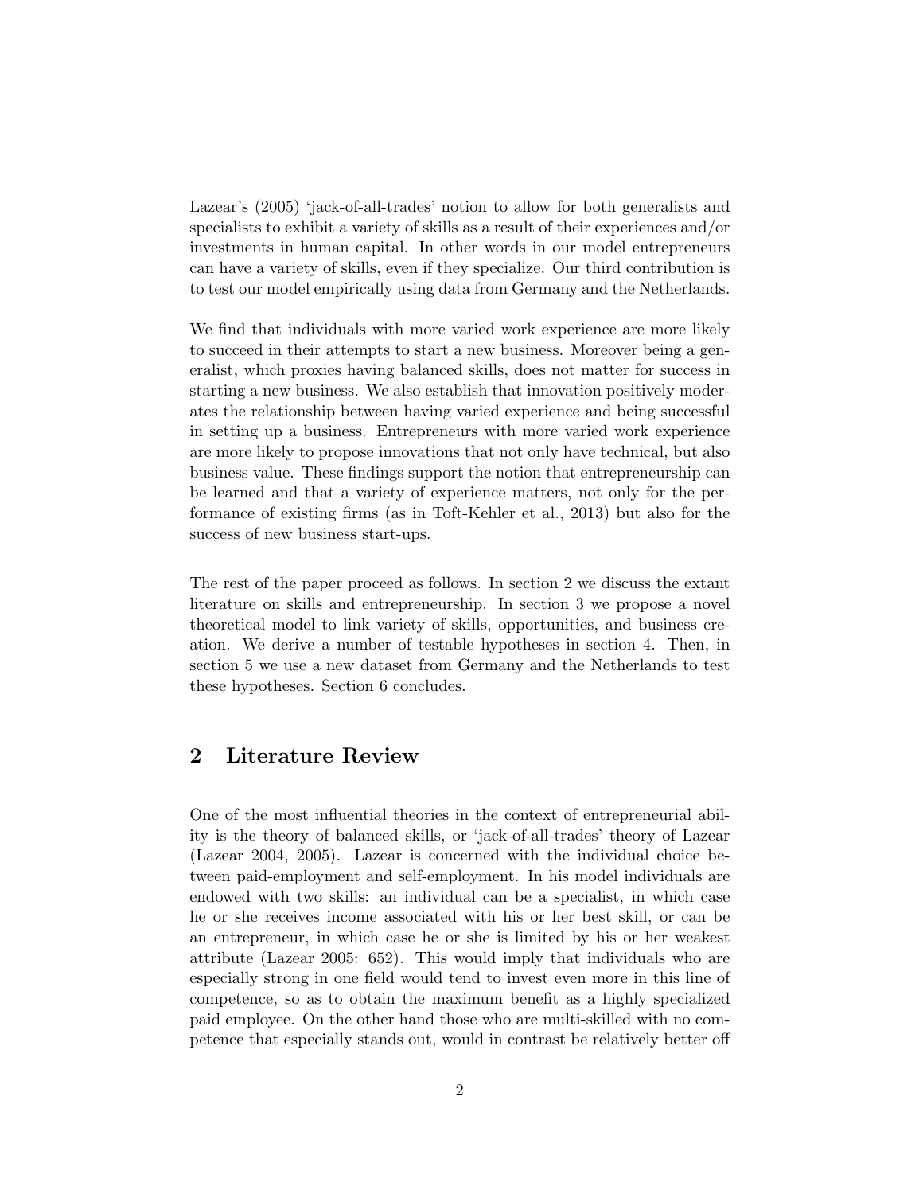Lazear's (2005) 'jack-of-all-trades' notion to allow for both generalists and specialists to exhibit a variety of skills as a result of their experiences and/or investments in human capital. In other words in our model entrepreneurs can have a variety of skills, even if they specialize. Our third contribution is to test our model empirically using data from Germany and the Netherlands.

We find that individuals with more varied work experience are more likely to succeed in their attempts to start a new business. Moreover being a generalist, which proxies having balanced skills, does not matter for success in starting a new business. We also establish that innovation positively moderates the relationship between having varied experience and being successful in setting up a business. Entrepreneurs with more varied work experience are more likely to propose innovations that not only have technical, but also business value. These findings support the notion that entrepreneurship can be learned and that a variety of experience matters, not only for the performance of existing firms (as in Toft-Kehler et al., 2013) but also for the success of new business start-ups.

The rest of the paper proceed as follows. In section 2 we discuss the extant literature on skills and entrepreneurship. In section 3 we propose a novel theoretical model to link variety of skills, opportunities, and business creation. We derive a number of testable hypotheses in section 4. Then, in section 5 we use a new dataset from Germany and the Netherlands to test these hypotheses. Section 6 concludes.

## 2 Literature Review

One of the most influential theories in the context of entrepreneurial ability is the theory of balanced skills, or 'jack-of-all-trades' theory of Lazear (Lazear 2004, 2005). Lazear is concerned with the individual choice between paid-employment and self-employment. In his model individuals are endowed with two skills: an individual can be a specialist, in which case he or she receives income associated with his or her best skill, or can be an entrepreneur, in which case he or she is limited by his or her weakest attribute (Lazear 2005: 652). This would imply that individuals who are especially strong in one field would tend to invest even more in this line of competence, so as to obtain the maximum benefit as a highly specialized paid employee. On the other hand those who are multi-skilled with no competence that especially stands out, would in contrast be relatively better off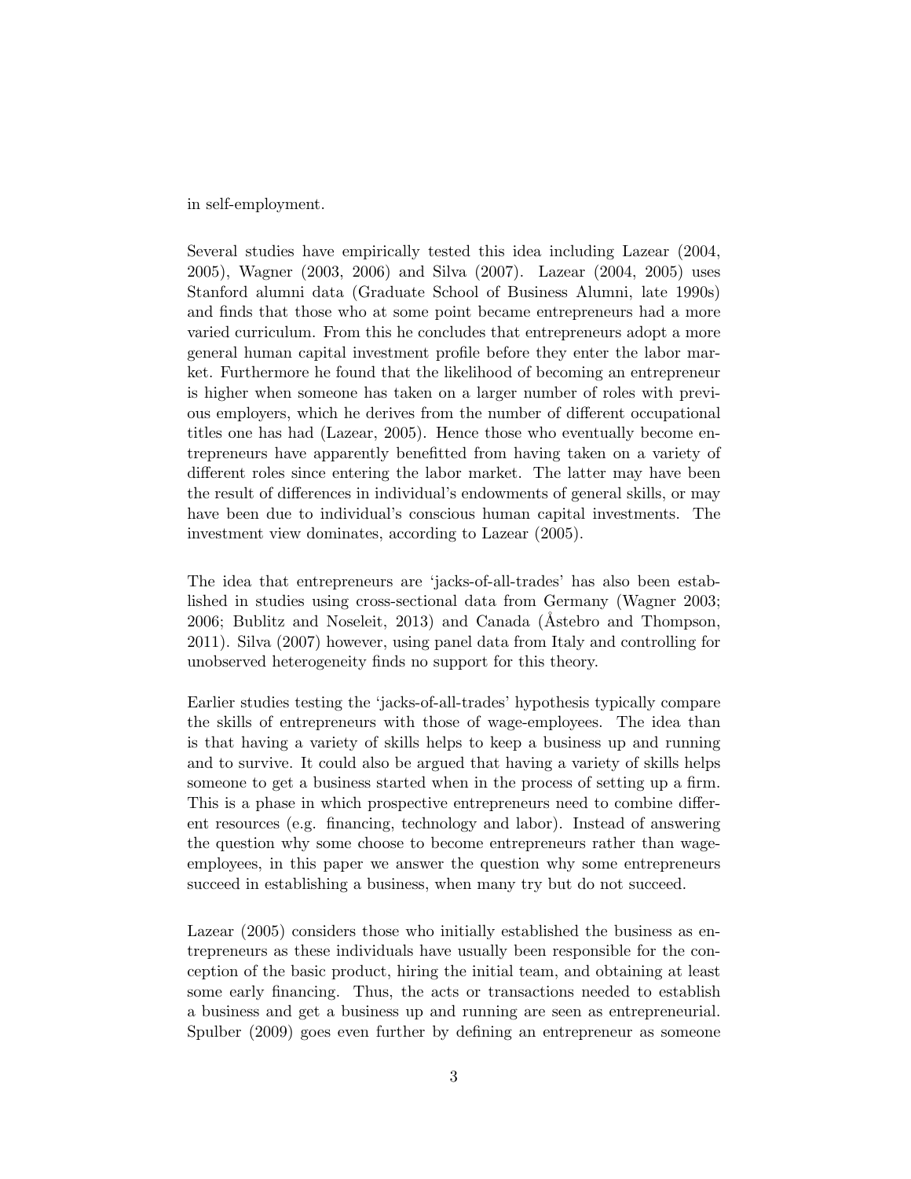in self-employment.

Several studies have empirically tested this idea including Lazear (2004, 2005), Wagner (2003, 2006) and Silva (2007). Lazear (2004, 2005) uses Stanford alumni data (Graduate School of Business Alumni, late 1990s) and finds that those who at some point became entrepreneurs had a more varied curriculum. From this he concludes that entrepreneurs adopt a more general human capital investment profile before they enter the labor market. Furthermore he found that the likelihood of becoming an entrepreneur is higher when someone has taken on a larger number of roles with previous employers, which he derives from the number of different occupational titles one has had (Lazear, 2005). Hence those who eventually become entrepreneurs have apparently benefitted from having taken on a variety of different roles since entering the labor market. The latter may have been the result of differences in individual's endowments of general skills, or may have been due to individual's conscious human capital investments. The investment view dominates, according to Lazear (2005).

The idea that entrepreneurs are 'jacks-of-all-trades' has also been established in studies using cross-sectional data from Germany (Wagner 2003; 2006; Bublitz and Noseleit, 2013) and Canada (Åstebro and Thompson, 2011). Silva (2007) however, using panel data from Italy and controlling for unobserved heterogeneity finds no support for this theory.

Earlier studies testing the 'jacks-of-all-trades' hypothesis typically compare the skills of entrepreneurs with those of wage-employees. The idea than is that having a variety of skills helps to keep a business up and running and to survive. It could also be argued that having a variety of skills helps someone to get a business started when in the process of setting up a firm. This is a phase in which prospective entrepreneurs need to combine different resources (e.g. financing, technology and labor). Instead of answering the question why some choose to become entrepreneurs rather than wage-employees, in this paper we answer the question why some entrepreneurs succeed in establishing a business, when many try but do not succeed.

Lazear (2005) considers those who initially established the business as entrepreneurs as these individuals have usually been responsible for the conception of the basic product, hiring the initial team, and obtaining at least some early financing. Thus, the acts or transactions needed to establish a business and get a business up and running are seen as entrepreneurial. Spulber (2009) goes even further by defining an entrepreneur as someone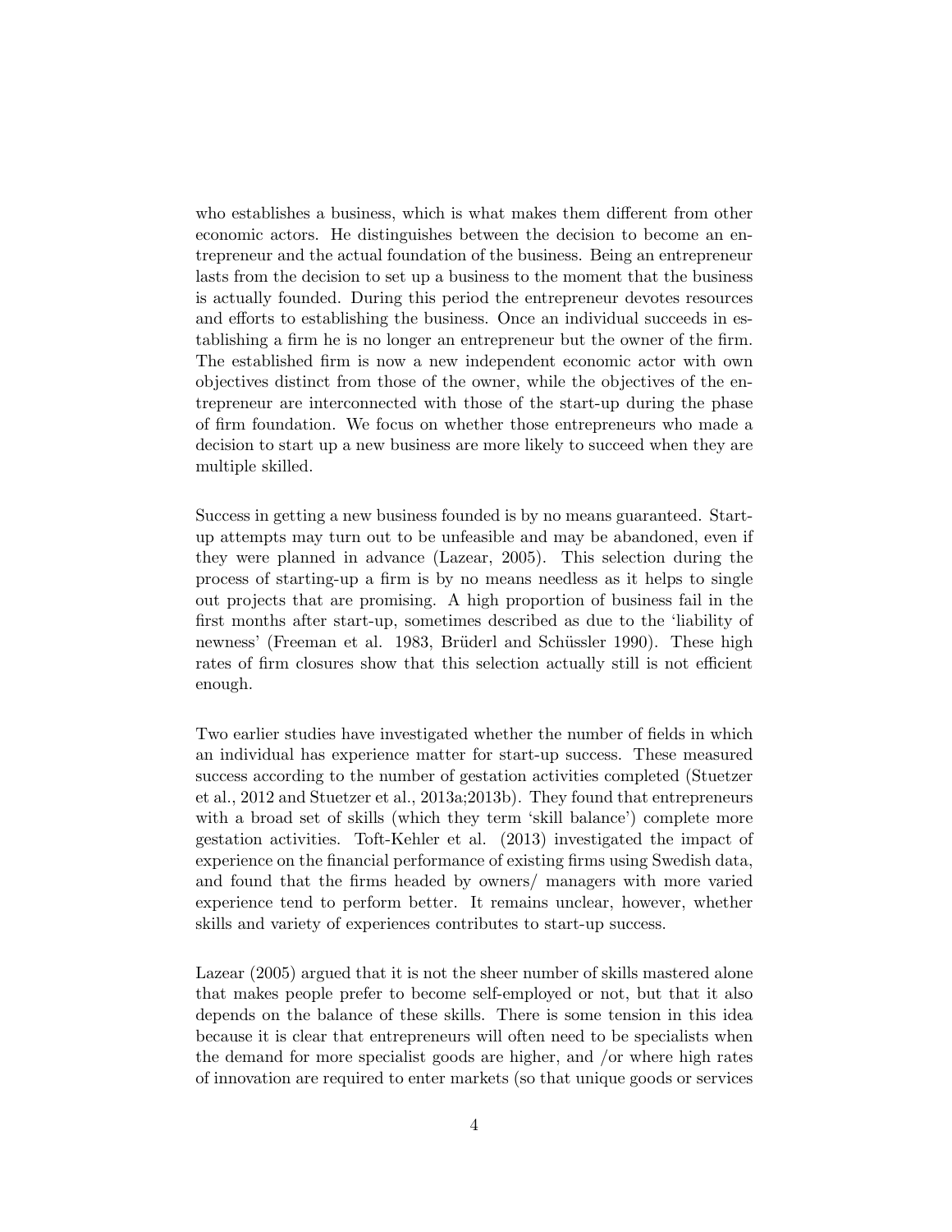who establishes a business, which is what makes them different from other economic actors. He distinguishes between the decision to become an entrepreneur and the actual foundation of the business. Being an entrepreneur lasts from the decision to set up a business to the moment that the business is actually founded. During this period the entrepreneur devotes resources and efforts to establishing the business. Once an individual succeeds in establishing a firm he is no longer an entrepreneur but the owner of the firm. The established firm is now a new independent economic actor with own objectives distinct from those of the owner, while the objectives of the entrepreneur are interconnected with those of the start-up during the phase of firm foundation. We focus on whether those entrepreneurs who made a decision to start up a new business are more likely to succeed when they are multiple skilled.

Success in getting a new business founded is by no means guaranteed. Start-up attempts may turn out to be unfeasible and may be abandoned, even if they were planned in advance (Lazear, 2005). This selection during the process of starting-up a firm is by no means needless as it helps to single out projects that are promising. A high proportion of business fail in the first months after start-up, sometimes described as due to the 'liability of newness' (Freeman et al. 1983, Brüderl and Schüssler 1990). These high rates of firm closures show that this selection actually still is not efficient enough.

Two earlier studies have investigated whether the number of fields in which an individual has experience matter for start-up success. These measured success according to the number of gestation activities completed (Stuetzer et al., 2012 and Stuetzer et al., 2013a;2013b). They found that entrepreneurs with a broad set of skills (which they term 'skill balance') complete more gestation activities. Toft-Kehler et al. (2013) investigated the impact of experience on the financial performance of existing firms using Swedish data, and found that the firms headed by owners/ managers with more varied experience tend to perform better. It remains unclear, however, whether skills and variety of experiences contributes to start-up success.

Lazear (2005) argued that it is not the sheer number of skills mastered alone that makes people prefer to become self-employed or not, but that it also depends on the balance of these skills. There is some tension in this idea because it is clear that entrepreneurs will often need to be specialists when the demand for more specialist goods are higher, and /or where high rates of innovation are required to enter markets (so that unique goods or services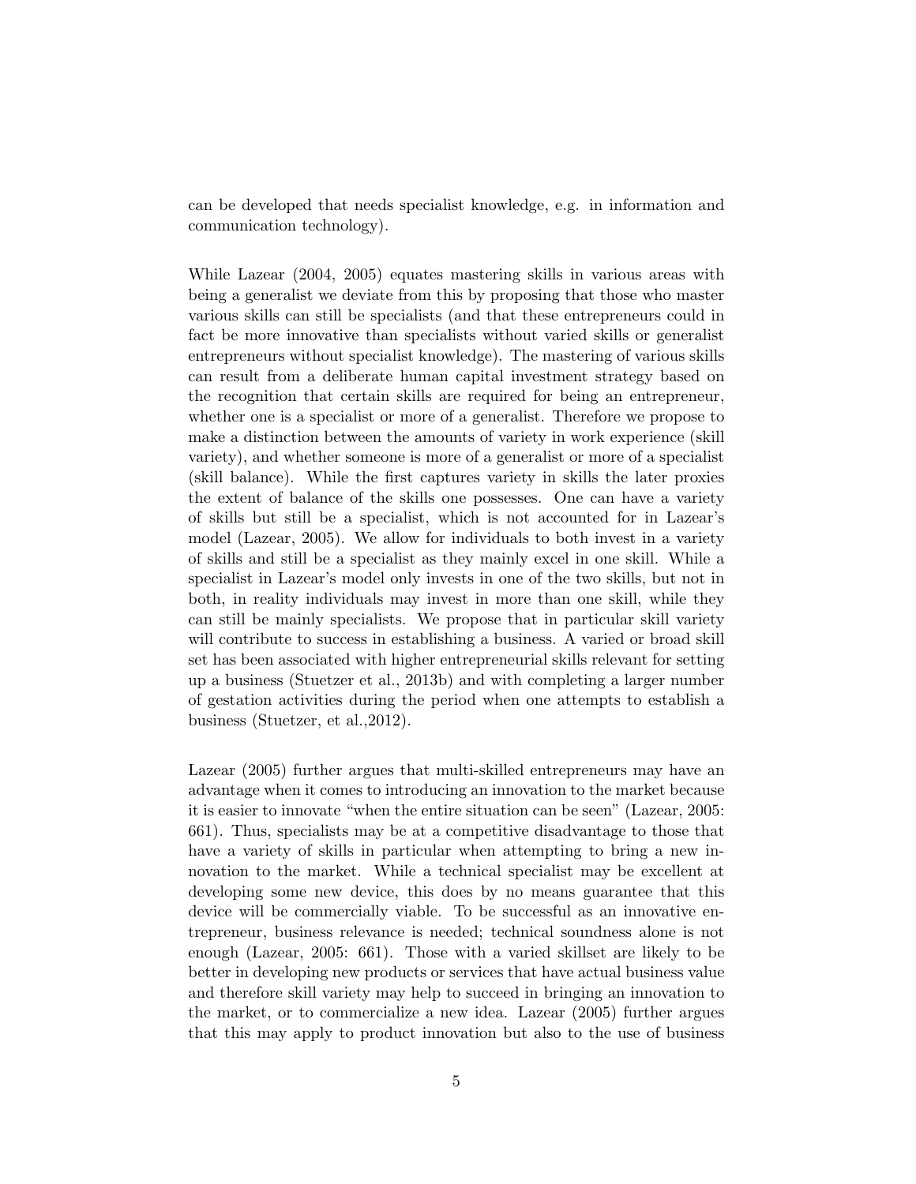can be developed that needs specialist knowledge, e.g. in information and communication technology).

While Lazear (2004, 2005) equates mastering skills in various areas with being a generalist we deviate from this by proposing that those who master various skills can still be specialists (and that these entrepreneurs could in fact be more innovative than specialists without varied skills or generalist entrepreneurs without specialist knowledge). The mastering of various skills can result from a deliberate human capital investment strategy based on the recognition that certain skills are required for being an entrepreneur, whether one is a specialist or more of a generalist. Therefore we propose to make a distinction between the amounts of variety in work experience (skill variety), and whether someone is more of a generalist or more of a specialist (skill balance). While the first captures variety in skills the later proxies the extent of balance of the skills one possesses. One can have a variety of skills but still be a specialist, which is not accounted for in Lazear's model (Lazear, 2005). We allow for individuals to both invest in a variety of skills and still be a specialist as they mainly excel in one skill. While a specialist in Lazear's model only invests in one of the two skills, but not in both, in reality individuals may invest in more than one skill, while they can still be mainly specialists. We propose that in particular skill variety will contribute to success in establishing a business. A varied or broad skill set has been associated with higher entrepreneurial skills relevant for setting up a business (Stuetzer et al., 2013b) and with completing a larger number of gestation activities during the period when one attempts to establish a business (Stuetzer, et al.,2012).

Lazear (2005) further argues that multi-skilled entrepreneurs may have an advantage when it comes to introducing an innovation to the market because it is easier to innovate "when the entire situation can be seen" (Lazear, 2005: 661). Thus, specialists may be at a competitive disadvantage to those that have a variety of skills in particular when attempting to bring a new innovation to the market. While a technical specialist may be excellent at developing some new device, this does by no means guarantee that this device will be commercially viable. To be successful as an innovative entrepreneur, business relevance is needed; technical soundness alone is not enough (Lazear, 2005: 661). Those with a varied skillset are likely to be better in developing new products or services that have actual business value and therefore skill variety may help to succeed in bringing an innovation to the market, or to commercialize a new idea. Lazear (2005) further argues that this may apply to product innovation but also to the use of business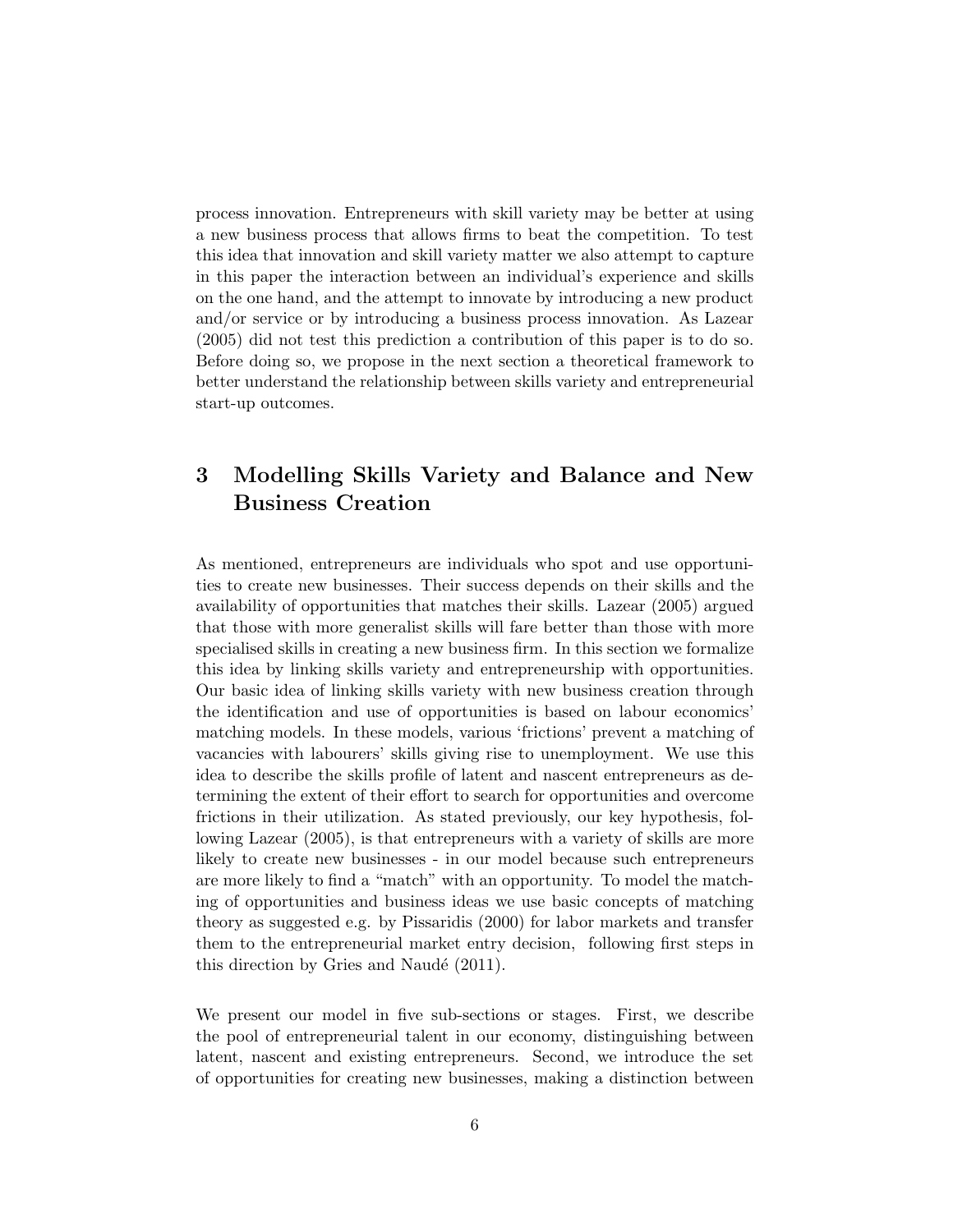process innovation. Entrepreneurs with skill variety may be better at using a new business process that allows firms to beat the competition. To test this idea that innovation and skill variety matter we also attempt to capture in this paper the interaction between an individual's experience and skills on the one hand, and the attempt to innovate by introducing a new product and/or service or by introducing a business process innovation. As Lazear (2005) did not test this prediction a contribution of this paper is to do so. Before doing so, we propose in the next section a theoretical framework to better understand the relationship between skills variety and entrepreneurial start-up outcomes.

## 3 Modelling Skills Variety and Balance and New Business Creation

As mentioned, entrepreneurs are individuals who spot and use opportunities to create new businesses. Their success depends on their skills and the availability of opportunities that matches their skills. Lazear (2005) argued that those with more generalist skills will fare better than those with more specialised skills in creating a new business firm. In this section we formalize this idea by linking skills variety and entrepreneurship with opportunities. Our basic idea of linking skills variety with new business creation through the identification and use of opportunities is based on labour economics' matching models. In these models, various 'frictions' prevent a matching of vacancies with labourers' skills giving rise to unemployment. We use this idea to describe the skills profile of latent and nascent entrepreneurs as determining the extent of their effort to search for opportunities and overcome frictions in their utilization. As stated previously, our key hypothesis, following Lazear (2005), is that entrepreneurs with a variety of skills are more likely to create new businesses - in our model because such entrepreneurs are more likely to find a "match" with an opportunity. To model the matching of opportunities and business ideas we use basic concepts of matching theory as suggested e.g. by Pissaridis (2000) for labor markets and transfer them to the entrepreneurial market entry decision, following first steps in this direction by Gries and Naudé (2011).

We present our model in five sub-sections or stages. First, we describe the pool of entrepreneurial talent in our economy, distinguishing between latent, nascent and existing entrepreneurs. Second, we introduce the set of opportunities for creating new businesses, making a distinction between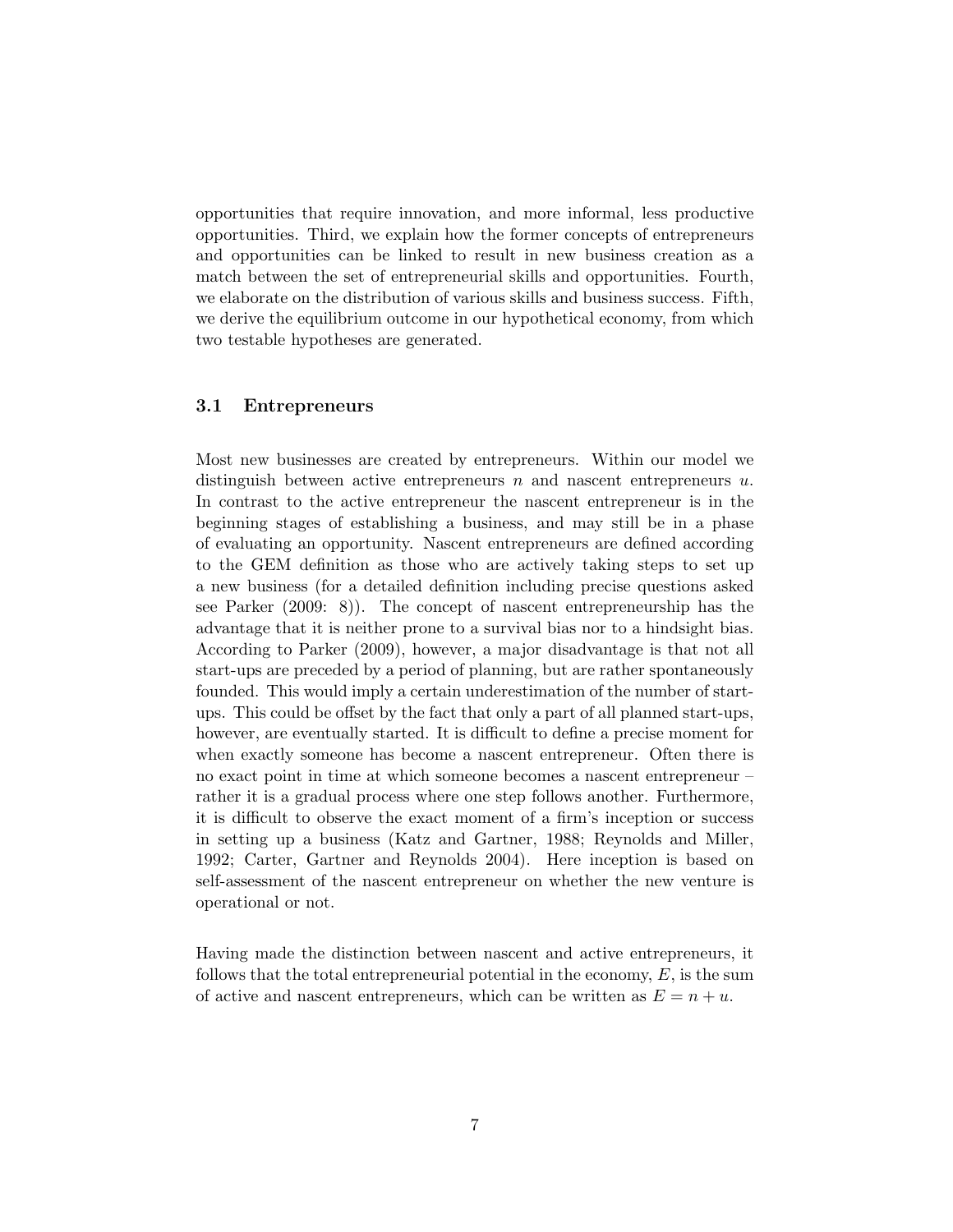opportunities that require innovation, and more informal, less productive opportunities. Third, we explain how the former concepts of entrepreneurs and opportunities can be linked to result in new business creation as a match between the set of entrepreneurial skills and opportunities. Fourth, we elaborate on the distribution of various skills and business success. Fifth, we derive the equilibrium outcome in our hypothetical economy, from which two testable hypotheses are generated.

### 3.1 Entrepreneurs

Most new businesses are created by entrepreneurs. Within our model we distinguish between active entrepreneurs $n$ and nascent entrepreneurs $u$. In contrast to the active entrepreneur the nascent entrepreneur is in the beginning stages of establishing a business, and may still be in a phase of evaluating an opportunity. Nascent entrepreneurs are defined according to the GEM definition as those who are actively taking steps to set up a new business (for a detailed definition including precise questions asked see Parker (2009: 8)). The concept of nascent entrepreneurship has the advantage that it is neither prone to a survival bias nor to a hindsight bias. According to Parker (2009), however, a major disadvantage is that not all start-ups are preceded by a period of planning, but are rather spontaneously founded. This would imply a certain underestimation of the number of start-ups. This could be offset by the fact that only a part of all planned start-ups, however, are eventually started. It is difficult to define a precise moment for when exactly someone has become a nascent entrepreneur. Often there is no exact point in time at which someone becomes a nascent entrepreneur – rather it is a gradual process where one step follows another. Furthermore, it is difficult to observe the exact moment of a firm's inception or success in setting up a business (Katz and Gartner, 1988; Reynolds and Miller, 1992; Carter, Gartner and Reynolds 2004). Here inception is based on self-assessment of the nascent entrepreneur on whether the new venture is operational or not.

Having made the distinction between nascent and active entrepreneurs, it follows that the total entrepreneurial potential in the economy, $E$, is the sum of active and nascent entrepreneurs, which can be written as $E = n + u$.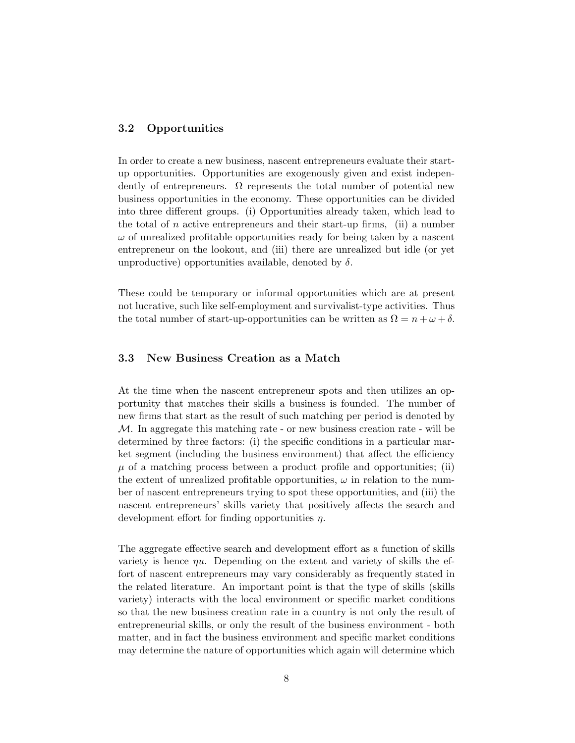### 3.2 Opportunities

In order to create a new business, nascent entrepreneurs evaluate their start-up opportunities. Opportunities are exogenously given and exist independently of entrepreneurs. $\Omega$ represents the total number of potential new business opportunities in the economy. These opportunities can be divided into three different groups. (i) Opportunities already taken, which lead to the total of $n$ active entrepreneurs and their start-up firms, (ii) a number $\omega$ of unrealized profitable opportunities ready for being taken by a nascent entrepreneur on the lookout, and (iii) there are unrealized but idle (or yet unproductive) opportunities available, denoted by $\delta$.

These could be temporary or informal opportunities which are at present not lucrative, such like self-employment and survivalist-type activities. Thus the total number of start-up-opportunities can be written as $\Omega = n + \omega + \delta$.

### 3.3 New Business Creation as a Match

At the time when the nascent entrepreneur spots and then utilizes an opportunity that matches their skills a business is founded. The number of new firms that start as the result of such matching per period is denoted by $\mathcal{M}$. In aggregate this matching rate - or new business creation rate - will be determined by three factors: (i) the specific conditions in a particular market segment (including the business environment) that affect the efficiency $\mu$ of a matching process between a product profile and opportunities; (ii) the extent of unrealized profitable opportunities, $\omega$ in relation to the number of nascent entrepreneurs trying to spot these opportunities, and (iii) the nascent entrepreneurs' skills variety that positively affects the search and development effort for finding opportunities $\eta$.

The aggregate effective search and development effort as a function of skills variety is hence $\eta u$. Depending on the extent and variety of skills the effort of nascent entrepreneurs may vary considerably as frequently stated in the related literature. An important point is that the type of skills (skills variety) interacts with the local environment or specific market conditions so that the new business creation rate in a country is not only the result of entrepreneurial skills, or only the result of the business environment - both matter, and in fact the business environment and specific market conditions may determine the nature of opportunities which again will determine which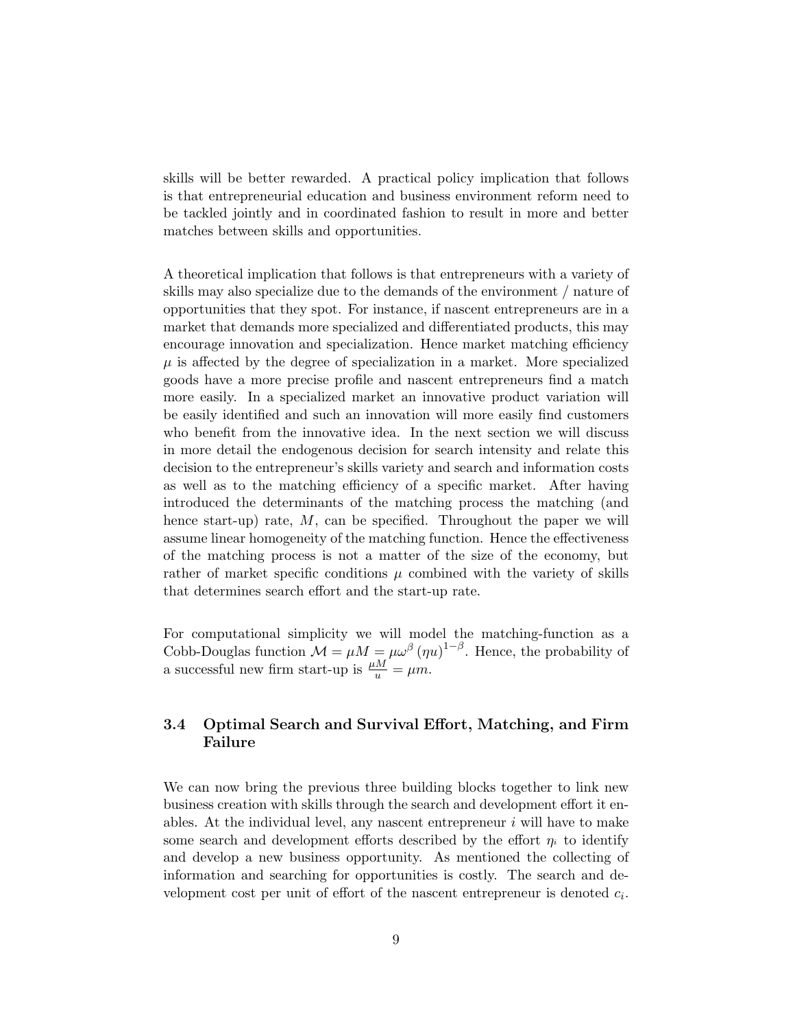skills will be better rewarded. A practical policy implication that follows is that entrepreneurial education and business environment reform need to be tackled jointly and in coordinated fashion to result in more and better matches between skills and opportunities.

A theoretical implication that follows is that entrepreneurs with a variety of skills may also specialize due to the demands of the environment / nature of opportunities that they spot. For instance, if nascent entrepreneurs are in a market that demands more specialized and differentiated products, this may encourage innovation and specialization. Hence market matching efficiency $\mu$ is affected by the degree of specialization in a market. More specialized goods have a more precise profile and nascent entrepreneurs find a match more easily. In a specialized market an innovative product variation will be easily identified and such an innovation will more easily find customers who benefit from the innovative idea. In the next section we will discuss in more detail the endogenous decision for search intensity and relate this decision to the entrepreneur's skills variety and search and information costs as well as to the matching efficiency of a specific market. After having introduced the determinants of the matching process the matching (and hence start-up) rate, $M$, can be specified. Throughout the paper we will assume linear homogeneity of the matching function. Hence the effectiveness of the matching process is not a matter of the size of the economy, but rather of market specific conditions $\mu$ combined with the variety of skills that determines search effort and the start-up rate.

For computational simplicity we will model the matching-function as a Cobb-Douglas function $\mathcal{M} = \mu M = \mu\omega^{\beta}(\eta u)^{1-\beta}$. Hence, the probability of a successful new firm start-up is $\frac{\mu M}{u} = \mu m$.

### 3.4 Optimal Search and Survival Effort, Matching, and Firm Failure

We can now bring the previous three building blocks together to link new business creation with skills through the search and development effort it enables. At the individual level, any nascent entrepreneur $i$ will have to make some search and development efforts described by the effort $\eta_i$ to identify and develop a new business opportunity. As mentioned the collecting of information and searching for opportunities is costly. The search and development cost per unit of effort of the nascent entrepreneur is denoted $c_i$.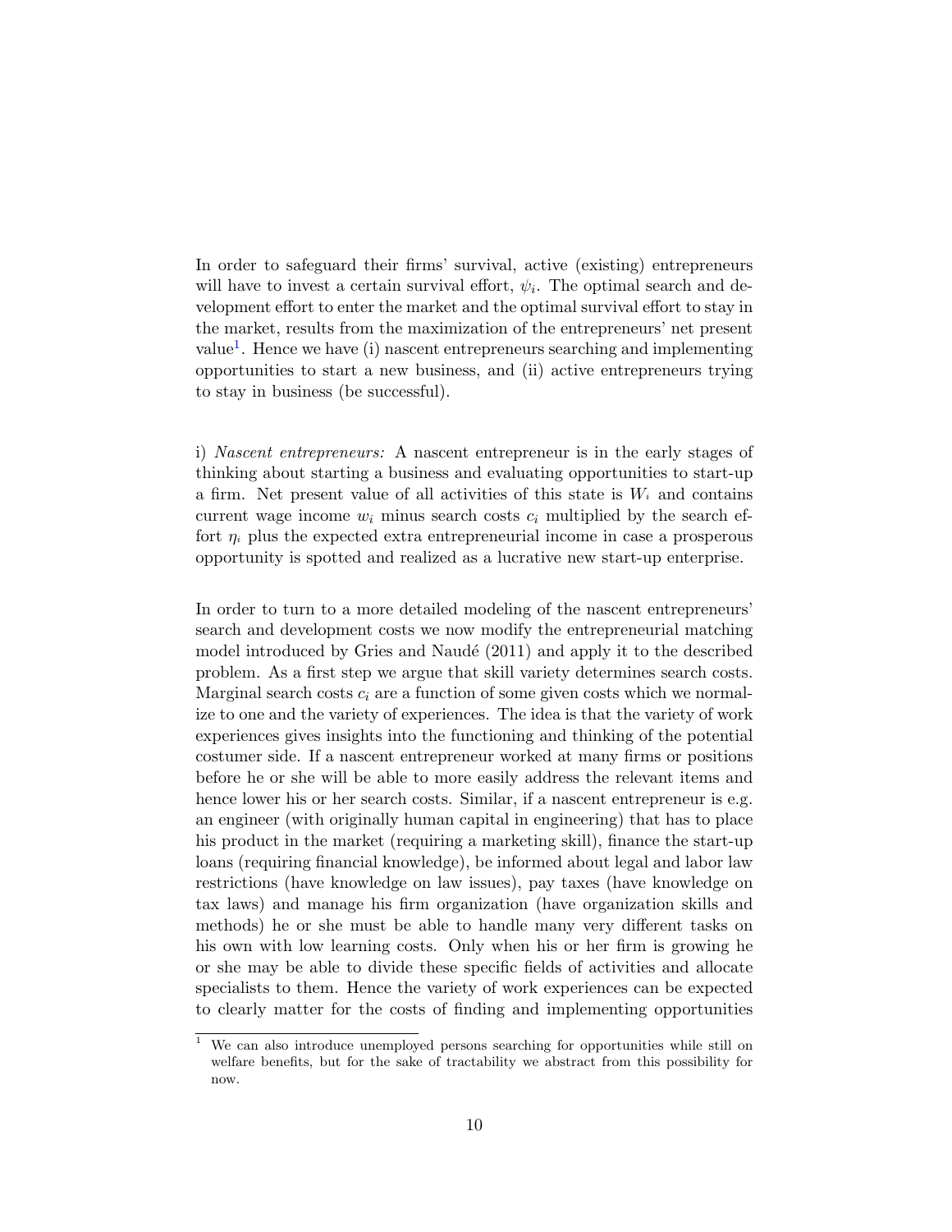In order to safeguard their firms' survival, active (existing) entrepreneurs will have to invest a certain survival effort, $\psi_i$. The optimal search and development effort to enter the market and the optimal survival effort to stay in the market, results from the maximization of the entrepreneurs' net present value[1]. Hence we have (i) nascent entrepreneurs searching and implementing opportunities to start a new business, and (ii) active entrepreneurs trying to stay in business (be successful).

i) *Nascent entrepreneurs:* A nascent entrepreneur is in the early stages of thinking about starting a business and evaluating opportunities to start-up a firm. Net present value of all activities of this state is $W_i$ and contains current wage income $w_i$ minus search costs $c_i$ multiplied by the search effort $\eta_i$ plus the expected extra entrepreneurial income in case a prosperous opportunity is spotted and realized as a lucrative new start-up enterprise.

In order to turn to a more detailed modeling of the nascent entrepreneurs' search and development costs we now modify the entrepreneurial matching model introduced by Gries and Naudé (2011) and apply it to the described problem. As a first step we argue that skill variety determines search costs. Marginal search costs $c_i$ are a function of some given costs which we normalize to one and the variety of experiences. The idea is that the variety of work experiences gives insights into the functioning and thinking of the potential costumer side. If a nascent entrepreneur worked at many firms or positions before he or she will be able to more easily address the relevant items and hence lower his or her search costs. Similar, if a nascent entrepreneur is e.g. an engineer (with originally human capital in engineering) that has to place his product in the market (requiring a marketing skill), finance the start-up loans (requiring financial knowledge), be informed about legal and labor law restrictions (have knowledge on law issues), pay taxes (have knowledge on tax laws) and manage his firm organization (have organization skills and methods) he or she must be able to handle many very different tasks on his own with low learning costs. Only when his or her firm is growing he or she may be able to divide these specific fields of activities and allocate specialists to them. Hence the variety of work experiences can be expected to clearly matter for the costs of finding and implementing opportunities

[1] We can also introduce unemployed persons searching for opportunities while still on welfare benefits, but for the sake of tractability we abstract from this possibility for now.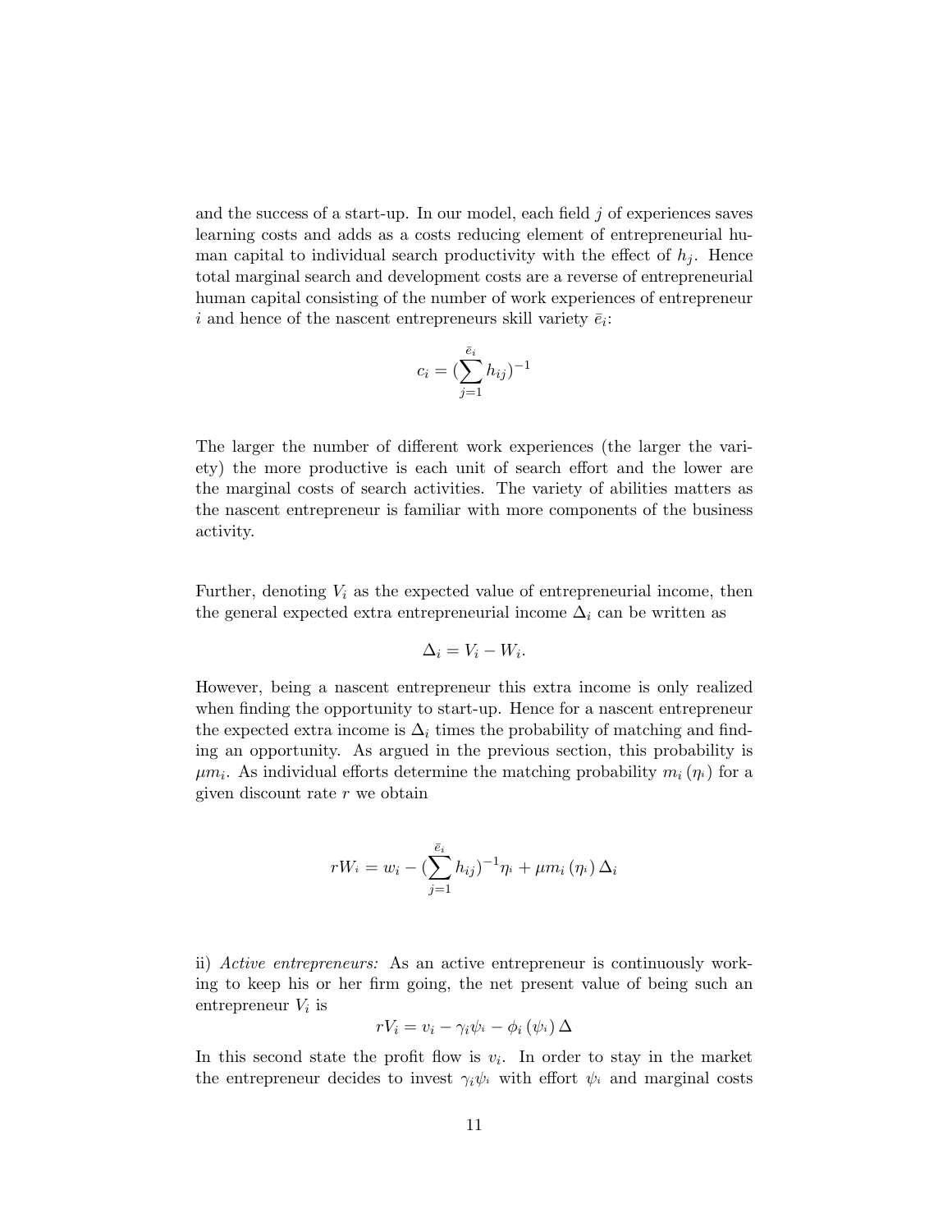and the success of a start-up. In our model, each field $j$ of experiences saves learning costs and adds as a costs reducing element of entrepreneurial human capital to individual search productivity with the effect of $h_j$. Hence total marginal search and development costs are a reverse of entrepreneurial human capital consisting of the number of work experiences of entrepreneur $i$ and hence of the nascent entrepreneurs skill variety $\bar{e}_i$:

$$c_i = (\sum_{j=1}^{\bar{e}_i} h_{ij})^{-1}$$

The larger the number of different work experiences (the larger the variety) the more productive is each unit of search effort and the lower are the marginal costs of search activities. The variety of abilities matters as the nascent entrepreneur is familiar with more components of the business activity.

Further, denoting $V_i$ as the expected value of entrepreneurial income, then the general expected extra entrepreneurial income $\Delta_i$ can be written as

$$\Delta_i = V_i - W_i.$$

However, being a nascent entrepreneur this extra income is only realized when finding the opportunity to start-up. Hence for a nascent entrepreneur the expected extra income is $\Delta_i$ times the probability of matching and finding an opportunity. As argued in the previous section, this probability is $\mu m_i$. As individual efforts determine the matching probability $m_i(\eta_i)$ for a given discount rate $r$ we obtain

$$rW_i = w_i - (\sum_{j=1}^{\bar{e}_i} h_{ij})^{-1}\eta_i + \mu m_i(\eta_i)\Delta_i$$

ii) *Active entrepreneurs:* As an active entrepreneur is continuously working to keep his or her firm going, the net present value of being such an entrepreneur $V_i$ is

$$rV_i = v_i - \gamma_i\psi_i - \phi_i(\psi_i)\Delta$$

In this second state the profit flow is $v_i$. In order to stay in the market the entrepreneur decides to invest $\gamma_i\psi_i$ with effort $\psi_i$ and marginal costs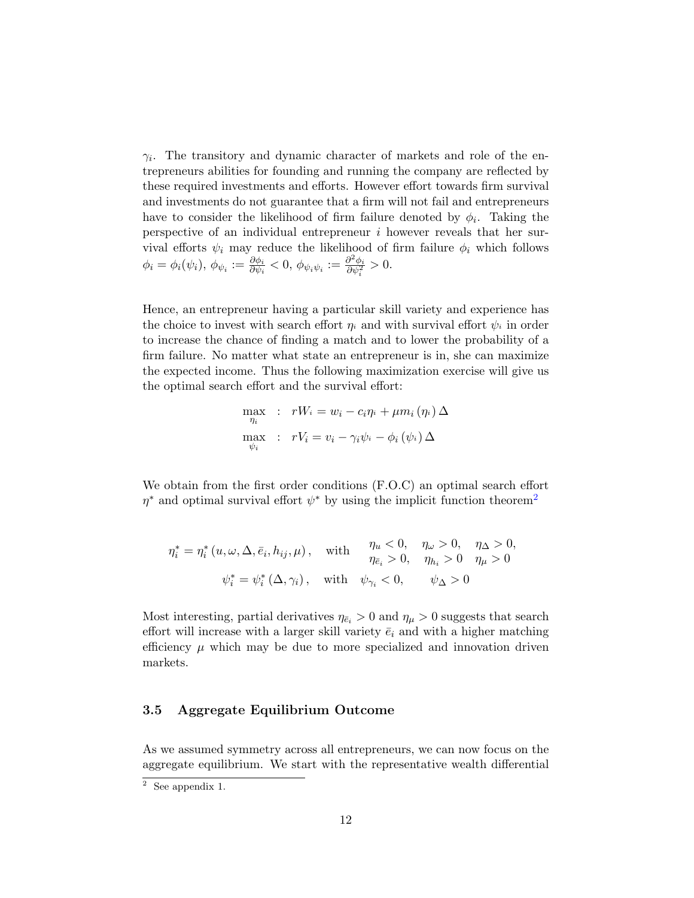$\gamma_i$. The transitory and dynamic character of markets and role of the entrepreneurs abilities for founding and running the company are reflected by these required investments and efforts. However effort towards firm survival and investments do not guarantee that a firm will not fail and entrepreneurs have to consider the likelihood of firm failure denoted by $\phi_i$. Taking the perspective of an individual entrepreneur $i$ however reveals that her survival efforts $\psi_i$ may reduce the likelihood of firm failure $\phi_i$ which follows $\phi_i = \phi_i(\psi_i)$, $\phi_{\psi_i} := \frac{\partial \phi_i}{\partial \psi_i} < 0$, $\phi_{\psi_i \psi_i} := \frac{\partial^2 \phi_i}{\partial \psi_i^2} > 0$.

Hence, an entrepreneur having a particular skill variety and experience has the choice to invest with search effort $\eta_i$ and with survival effort $\psi_i$ in order to increase the chance of finding a match and to lower the probability of a firm failure. No matter what state an entrepreneur is in, she can maximize the expected income. Thus the following maximization exercise will give us the optimal search effort and the survival effort:

$$\max_{\eta_i} \; : \; rW_i = w_i - c_i \eta_i + \mu m_i(\eta_i)\,\Delta$$

$$\max_{\psi_i} \; : \; rV_i = v_i - \gamma_i \psi_i - \phi_i(\psi_i)\,\Delta$$

We obtain from the first order conditions (F.O.C) an optimal search effort $\eta^*$ and optimal survival effort $\psi^*$ by using the implicit function theorem[2]

$$\eta_i^* = \eta_i^*(u, \omega, \Delta, \bar{e}_i, h_{ij}, \mu), \quad \text{with} \quad \begin{array}{lll} \eta_u < 0, & \eta_\omega > 0, & \eta_\Delta > 0, \\ \eta_{\bar{e}_i} > 0, & \eta_{h_i} > 0 & \eta_\mu > 0 \end{array}$$

$$\psi_i^* = \psi_i^*(\Delta, \gamma_i), \quad \text{with} \quad \psi_{\gamma_i} < 0, \qquad \psi_\Delta > 0$$

Most interesting, partial derivatives $\eta_{\bar{e}_i} > 0$ and $\eta_\mu > 0$ suggests that search effort will increase with a larger skill variety $\bar{e}_i$ and with a higher matching efficiency $\mu$ which may be due to more specialized and innovation driven markets.

### 3.5 Aggregate Equilibrium Outcome

As we assumed symmetry across all entrepreneurs, we can now focus on the aggregate equilibrium. We start with the representative wealth differential

[2] See appendix 1.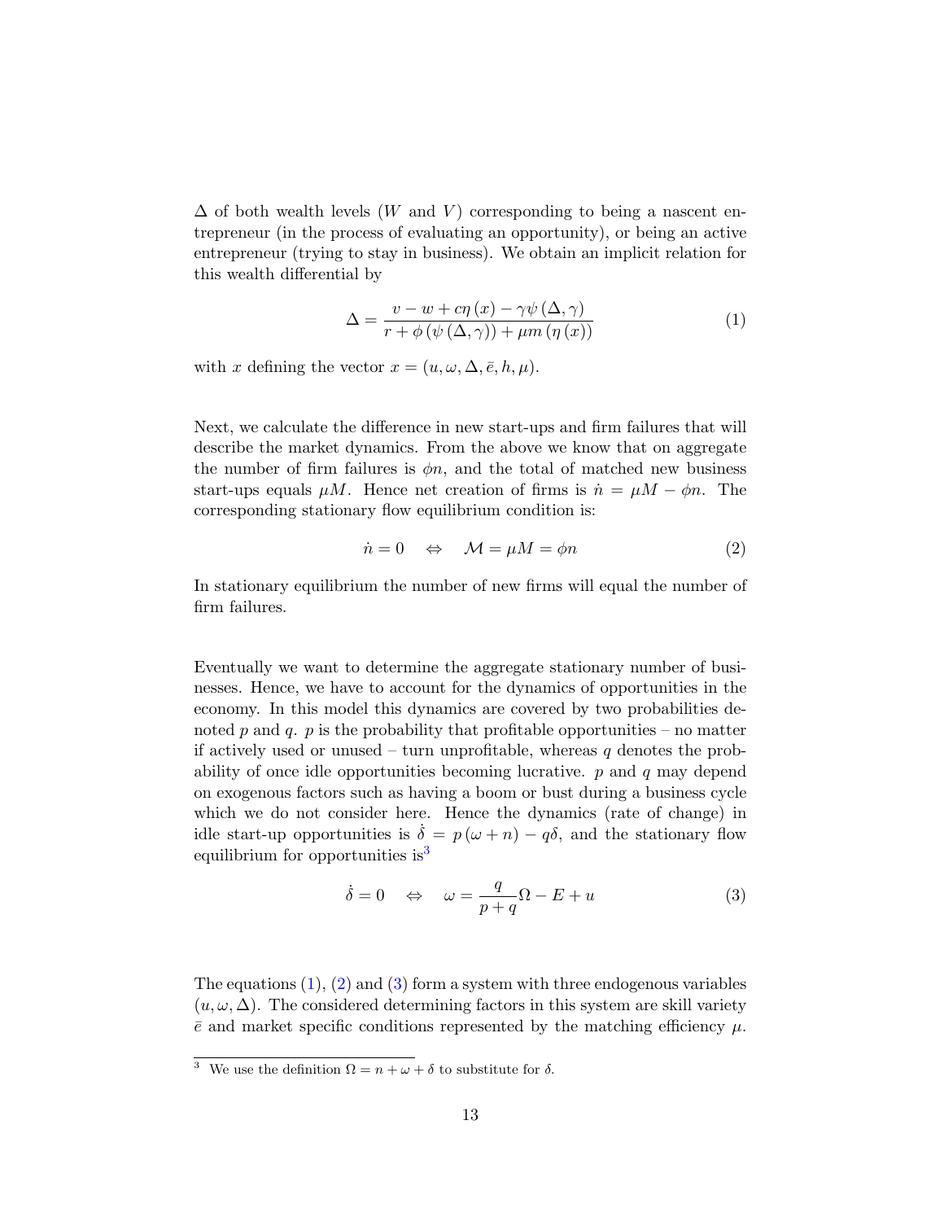$\Delta$ of both wealth levels ($W$ and $V$) corresponding to being a nascent entrepreneur (in the process of evaluating an opportunity), or being an active entrepreneur (trying to stay in business). We obtain an implicit relation for this wealth differential by

$$\Delta = \frac{v - w + c\eta(x) - \gamma\psi(\Delta, \gamma)}{r + \phi(\psi(\Delta, \gamma)) + \mu m(\eta(x))} \tag{1}$$

with $x$ defining the vector $x = (u, \omega, \Delta, \bar{e}, h, \mu)$.

Next, we calculate the difference in new start-ups and firm failures that will describe the market dynamics. From the above we know that on aggregate the number of firm failures is $\phi n$, and the total of matched new business start-ups equals $\mu M$. Hence net creation of firms is $\dot{n} = \mu M - \phi n$. The corresponding stationary flow equilibrium condition is:

$$\dot{n} = 0 \quad \Leftrightarrow \quad \mathcal{M} = \mu M = \phi n \tag{2}$$

In stationary equilibrium the number of new firms will equal the number of firm failures.

Eventually we want to determine the aggregate stationary number of businesses. Hence, we have to account for the dynamics of opportunities in the economy. In this model this dynamics are covered by two probabilities denoted $p$ and $q$. $p$ is the probability that profitable opportunities – no matter if actively used or unused – turn unprofitable, whereas $q$ denotes the probability of once idle opportunities becoming lucrative. $p$ and $q$ may depend on exogenous factors such as having a boom or bust during a business cycle which we do not consider here. Hence the dynamics (rate of change) in idle start-up opportunities is $\dot{\delta} = p(\omega + n) - q\delta$, and the stationary flow equilibrium for opportunities is[3]

$$\dot{\delta} = 0 \quad \Leftrightarrow \quad \omega = \frac{q}{p+q}\Omega - E + u \tag{3}$$

The equations (1), (2) and (3) form a system with three endogenous variables $(u, \omega, \Delta)$. The considered determining factors in this system are skill variety $\bar{e}$ and market specific conditions represented by the matching efficiency $\mu$.

[3] We use the definition $\Omega = n + \omega + \delta$ to substitute for $\delta$.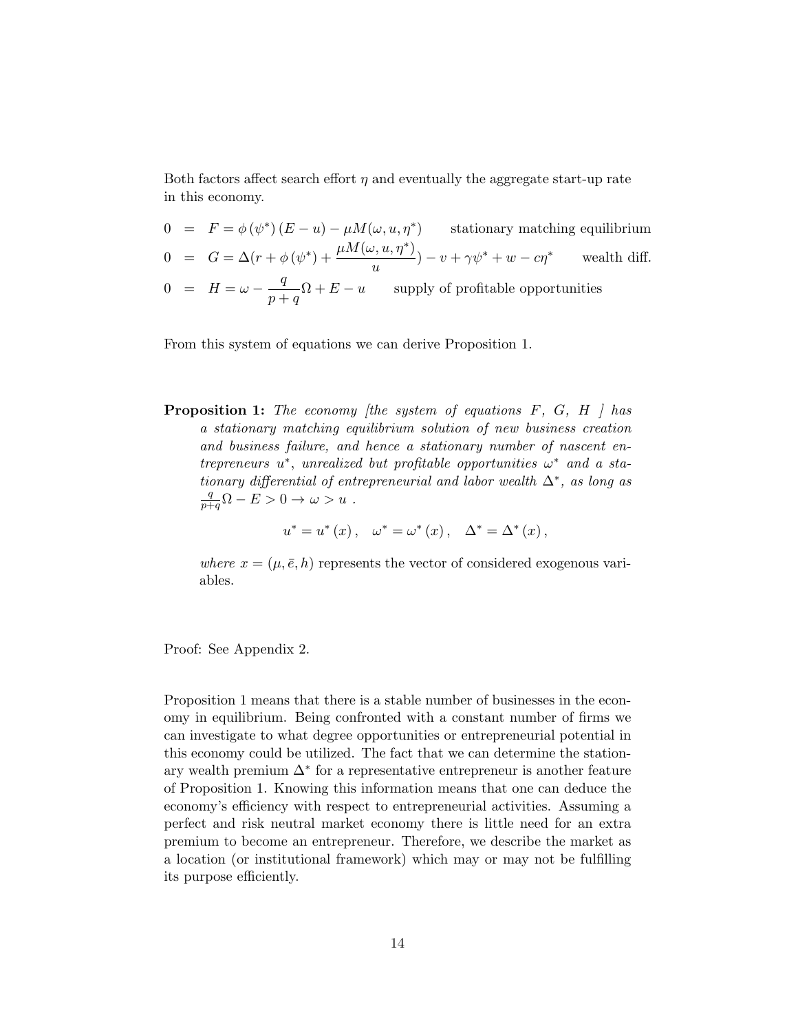Both factors affect search effort $\eta$ and eventually the aggregate start-up rate in this economy.

$$
\begin{aligned}
0 &= F = \phi\left(\psi^{*}\right)(E-u) - \mu M(\omega, u, \eta^{*}) \qquad \text{stationary matching equilibrium} \\
0 &= G = \Delta(r + \phi\left(\psi^{*}\right) + \frac{\mu M(\omega, u, \eta^{*})}{u}) - v + \gamma\psi^{*} + w - c\eta^{*} \qquad \text{wealth diff.} \\
0 &= H = \omega - \frac{q}{p+q}\Omega + E - u \qquad \text{supply of profitable opportunities}
\end{aligned}
$$

From this system of equations we can derive Proposition 1.

**Proposition 1:** *The economy [the system of equations F, G, H ] has a stationary matching equilibrium solution of new business creation and business failure, and hence a stationary number of nascent entrepreneurs $u^{*}$, unrealized but profitable opportunities $\omega^{*}$ and a stationary differential of entrepreneurial and labor wealth $\Delta^{*}$, as long as $\frac{q}{p+q}\Omega - E > 0 \rightarrow \omega > u$ .*

$$
u^{*} = u^{*}(x), \quad \omega^{*} = \omega^{*}(x), \quad \Delta^{*} = \Delta^{*}(x),
$$

*where* $x = (\mu, \bar{e}, h)$ represents the vector of considered exogenous variables.

Proof: See Appendix 2.

Proposition 1 means that there is a stable number of businesses in the economy in equilibrium. Being confronted with a constant number of firms we can investigate to what degree opportunities or entrepreneurial potential in this economy could be utilized. The fact that we can determine the stationary wealth premium $\Delta^{*}$ for a representative entrepreneur is another feature of Proposition 1. Knowing this information means that one can deduce the economy's efficiency with respect to entrepreneurial activities. Assuming a perfect and risk neutral market economy there is little need for an extra premium to become an entrepreneur. Therefore, we describe the market as a location (or institutional framework) which may or may not be fulfilling its purpose efficiently.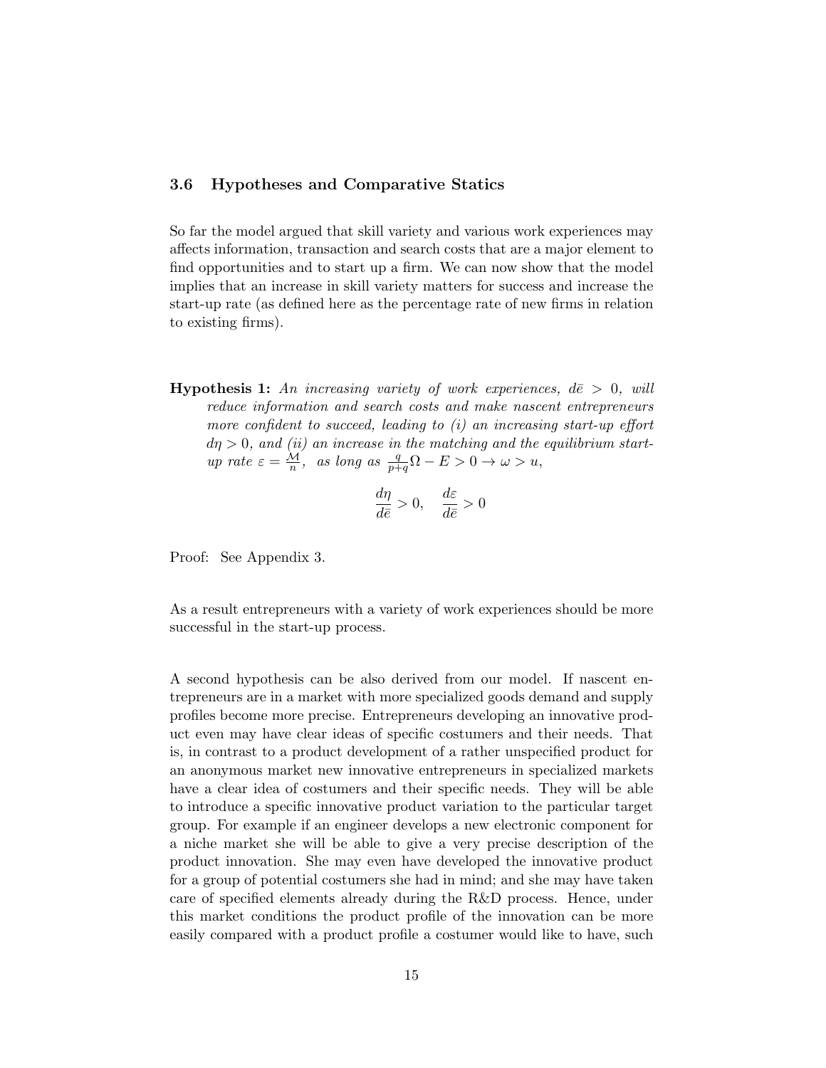### 3.6 Hypotheses and Comparative Statics

So far the model argued that skill variety and various work experiences may affects information, transaction and search costs that are a major element to find opportunities and to start up a firm. We can now show that the model implies that an increase in skill variety matters for success and increase the start-up rate (as defined here as the percentage rate of new firms in relation to existing firms).

**Hypothesis 1:** *An increasing variety of work experiences, $d\bar{e} > 0$, will reduce information and search costs and make nascent entrepreneurs more confident to succeed, leading to (i) an increasing start-up effort $d\eta > 0$, and (ii) an increase in the matching and the equilibrium start-up rate $\varepsilon = \frac{\mathcal{M}}{n}$, as long as $\frac{q}{p+q}\Omega - E > 0 \rightarrow \omega > u$,*

$$\frac{d\eta}{d\bar{e}} > 0, \quad \frac{d\varepsilon}{d\bar{e}} > 0$$

Proof: See Appendix 3.

As a result entrepreneurs with a variety of work experiences should be more successful in the start-up process.

A second hypothesis can be also derived from our model. If nascent entrepreneurs are in a market with more specialized goods demand and supply profiles become more precise. Entrepreneurs developing an innovative product even may have clear ideas of specific costumers and their needs. That is, in contrast to a product development of a rather unspecified product for an anonymous market new innovative entrepreneurs in specialized markets have a clear idea of costumers and their specific needs. They will be able to introduce a specific innovative product variation to the particular target group. For example if an engineer develops a new electronic component for a niche market she will be able to give a very precise description of the product innovation. She may even have developed the innovative product for a group of potential costumers she had in mind; and she may have taken care of specified elements already during the R&D process. Hence, under this market conditions the product profile of the innovation can be more easily compared with a product profile a costumer would like to have, such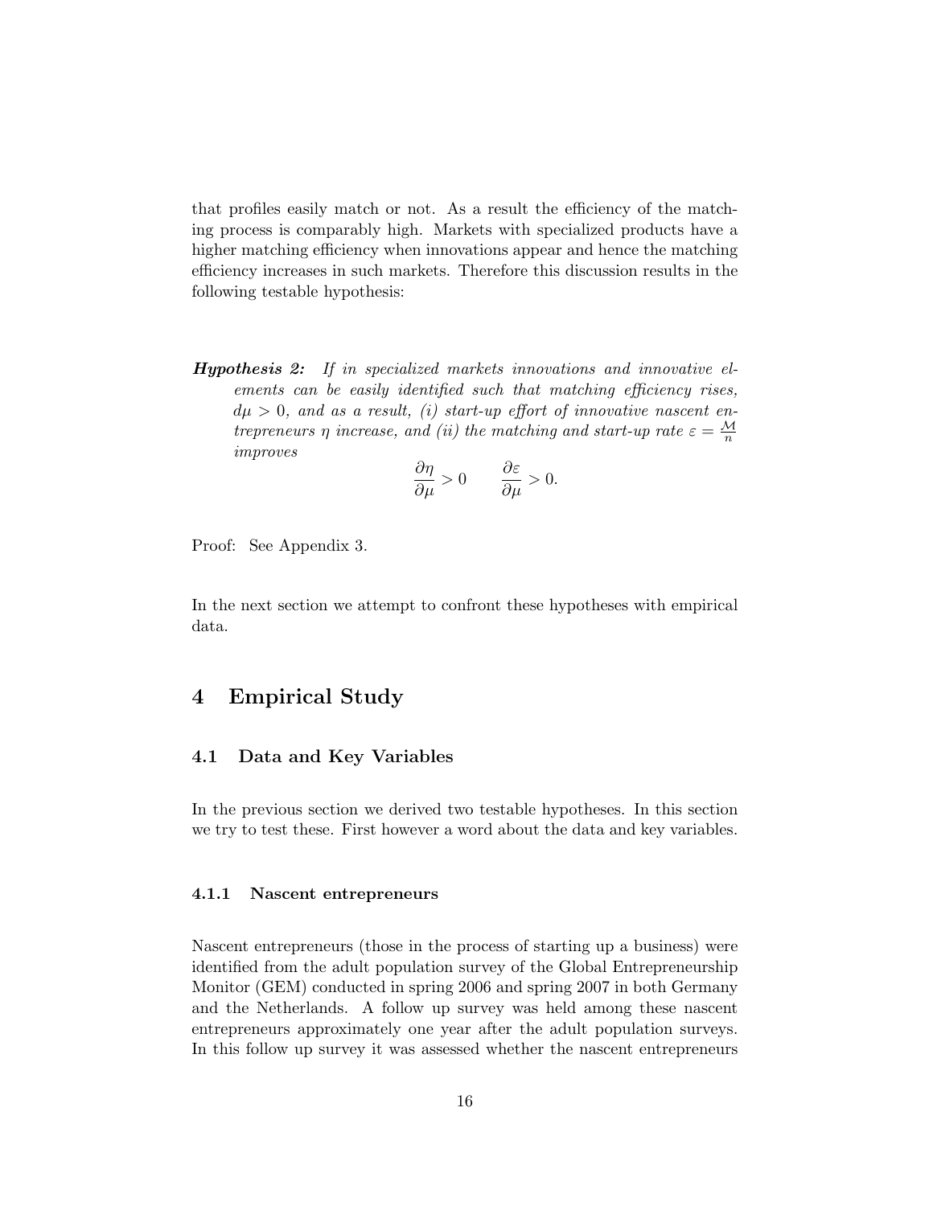that profiles easily match or not. As a result the efficiency of the matching process is comparably high. Markets with specialized products have a higher matching efficiency when innovations appear and hence the matching efficiency increases in such markets. Therefore this discussion results in the following testable hypothesis:

***Hypothesis 2:*** *If in specialized markets innovations and innovative elements can be easily identified such that matching efficiency rises, $d\mu > 0$, and as a result, (i) start-up effort of innovative nascent entrepreneurs $\eta$ increase, and (ii) the matching and start-up rate $\varepsilon = \frac{\mathcal{M}}{n}$ improves*

$$\frac{\partial \eta}{\partial \mu} > 0 \qquad \frac{\partial \varepsilon}{\partial \mu} > 0.$$

Proof: See Appendix 3.

In the next section we attempt to confront these hypotheses with empirical data.

# 4 Empirical Study

## 4.1 Data and Key Variables

In the previous section we derived two testable hypotheses. In this section we try to test these. First however a word about the data and key variables.

### 4.1.1 Nascent entrepreneurs

Nascent entrepreneurs (those in the process of starting up a business) were identified from the adult population survey of the Global Entrepreneurship Monitor (GEM) conducted in spring 2006 and spring 2007 in both Germany and the Netherlands. A follow up survey was held among these nascent entrepreneurs approximately one year after the adult population surveys. In this follow up survey it was assessed whether the nascent entrepreneurs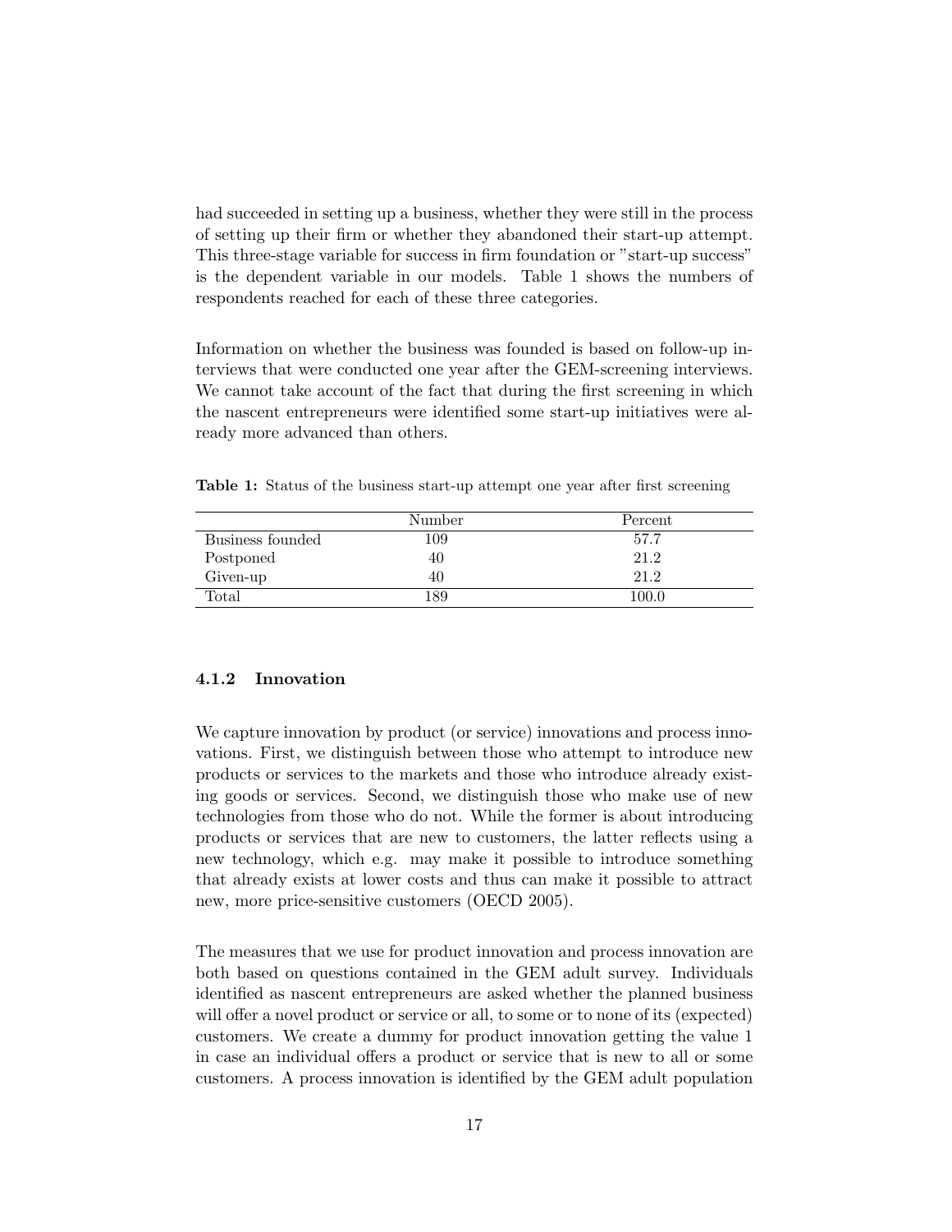had succeeded in setting up a business, whether they were still in the process of setting up their firm or whether they abandoned their start-up attempt. This three-stage variable for success in firm foundation or "start-up success" is the dependent variable in our models. Table 1 shows the numbers of respondents reached for each of these three categories.

Information on whether the business was founded is based on follow-up interviews that were conducted one year after the GEM-screening interviews. We cannot take account of the fact that during the first screening in which the nascent entrepreneurs were identified some start-up initiatives were already more advanced than others.

**Table 1:** Status of the business start-up attempt one year after first screening

| | Number | Percent |
|---|---|---|
| Business founded | 109 | 57.7 |
| Postponed | 40 | 21.2 |
| Given-up | 40 | 21.2 |
| Total | 189 | 100.0 |

#### 4.1.2 Innovation

We capture innovation by product (or service) innovations and process innovations. First, we distinguish between those who attempt to introduce new products or services to the markets and those who introduce already existing goods or services. Second, we distinguish those who make use of new technologies from those who do not. While the former is about introducing products or services that are new to customers, the latter reflects using a new technology, which e.g. may make it possible to introduce something that already exists at lower costs and thus can make it possible to attract new, more price-sensitive customers (OECD 2005).

The measures that we use for product innovation and process innovation are both based on questions contained in the GEM adult survey. Individuals identified as nascent entrepreneurs are asked whether the planned business will offer a novel product or service or all, to some or to none of its (expected) customers. We create a dummy for product innovation getting the value 1 in case an individual offers a product or service that is new to all or some customers. A process innovation is identified by the GEM adult population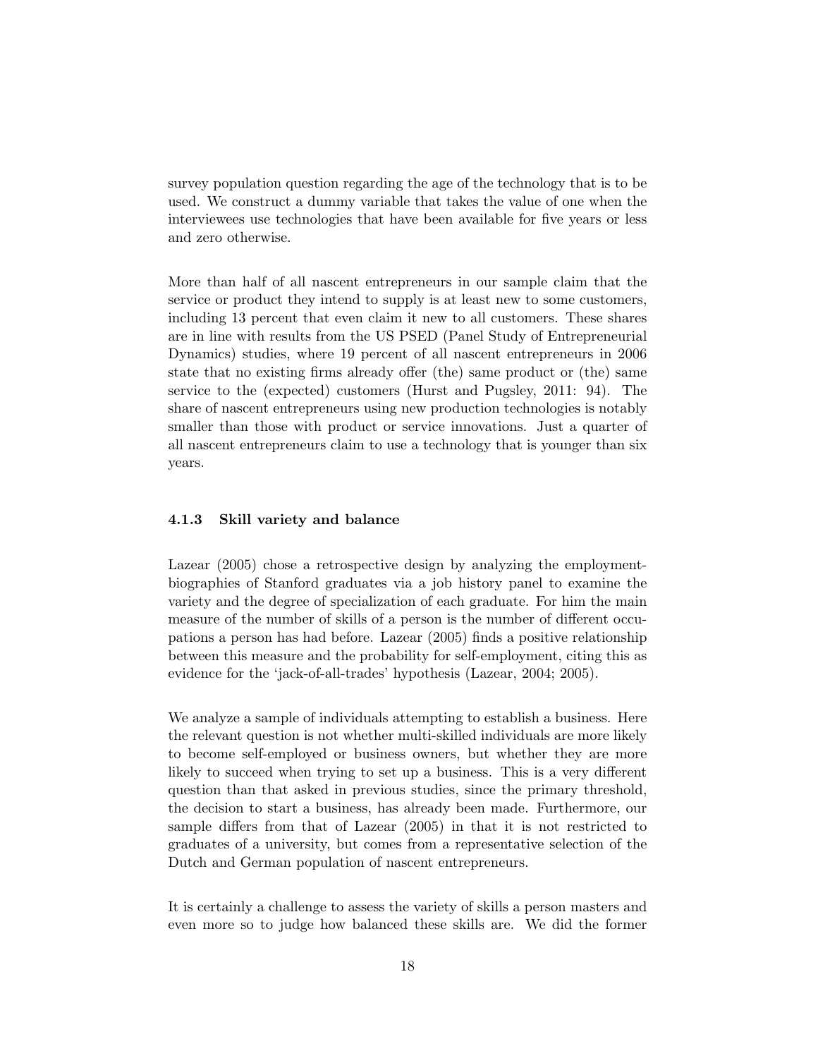survey population question regarding the age of the technology that is to be used. We construct a dummy variable that takes the value of one when the interviewees use technologies that have been available for five years or less and zero otherwise.

More than half of all nascent entrepreneurs in our sample claim that the service or product they intend to supply is at least new to some customers, including 13 percent that even claim it new to all customers. These shares are in line with results from the US PSED (Panel Study of Entrepreneurial Dynamics) studies, where 19 percent of all nascent entrepreneurs in 2006 state that no existing firms already offer (the) same product or (the) same service to the (expected) customers (Hurst and Pugsley, 2011: 94). The share of nascent entrepreneurs using new production technologies is notably smaller than those with product or service innovations. Just a quarter of all nascent entrepreneurs claim to use a technology that is younger than six years.

#### 4.1.3 Skill variety and balance

Lazear (2005) chose a retrospective design by analyzing the employment-biographies of Stanford graduates via a job history panel to examine the variety and the degree of specialization of each graduate. For him the main measure of the number of skills of a person is the number of different occupations a person has had before. Lazear (2005) finds a positive relationship between this measure and the probability for self-employment, citing this as evidence for the 'jack-of-all-trades' hypothesis (Lazear, 2004; 2005).

We analyze a sample of individuals attempting to establish a business. Here the relevant question is not whether multi-skilled individuals are more likely to become self-employed or business owners, but whether they are more likely to succeed when trying to set up a business. This is a very different question than that asked in previous studies, since the primary threshold, the decision to start a business, has already been made. Furthermore, our sample differs from that of Lazear (2005) in that it is not restricted to graduates of a university, but comes from a representative selection of the Dutch and German population of nascent entrepreneurs.

It is certainly a challenge to assess the variety of skills a person masters and even more so to judge how balanced these skills are. We did the former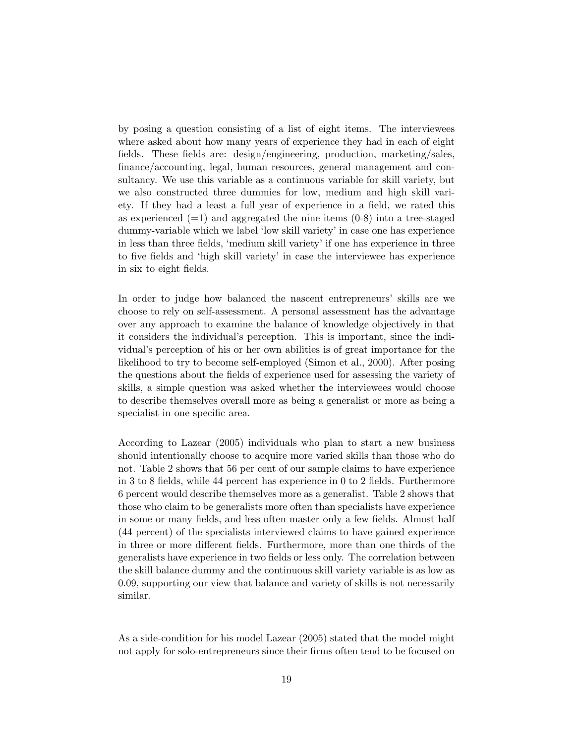by posing a question consisting of a list of eight items. The interviewees where asked about how many years of experience they had in each of eight fields. These fields are: design/engineering, production, marketing/sales, finance/accounting, legal, human resources, general management and consultancy. We use this variable as a continuous variable for skill variety, but we also constructed three dummies for low, medium and high skill variety. If they had a least a full year of experience in a field, we rated this as experienced (=1) and aggregated the nine items (0-8) into a tree-staged dummy-variable which we label 'low skill variety' in case one has experience in less than three fields, 'medium skill variety' if one has experience in three to five fields and 'high skill variety' in case the interviewee has experience in six to eight fields.

In order to judge how balanced the nascent entrepreneurs' skills are we choose to rely on self-assessment. A personal assessment has the advantage over any approach to examine the balance of knowledge objectively in that it considers the individual's perception. This is important, since the individual's perception of his or her own abilities is of great importance for the likelihood to try to become self-employed (Simon et al., 2000). After posing the questions about the fields of experience used for assessing the variety of skills, a simple question was asked whether the interviewees would choose to describe themselves overall more as being a generalist or more as being a specialist in one specific area.

According to Lazear (2005) individuals who plan to start a new business should intentionally choose to acquire more varied skills than those who do not. Table 2 shows that 56 per cent of our sample claims to have experience in 3 to 8 fields, while 44 percent has experience in 0 to 2 fields. Furthermore 6 percent would describe themselves more as a generalist. Table 2 shows that those who claim to be generalists more often than specialists have experience in some or many fields, and less often master only a few fields. Almost half (44 percent) of the specialists interviewed claims to have gained experience in three or more different fields. Furthermore, more than one thirds of the generalists have experience in two fields or less only. The correlation between the skill balance dummy and the continuous skill variety variable is as low as 0.09, supporting our view that balance and variety of skills is not necessarily similar.

As a side-condition for his model Lazear (2005) stated that the model might not apply for solo-entrepreneurs since their firms often tend to be focused on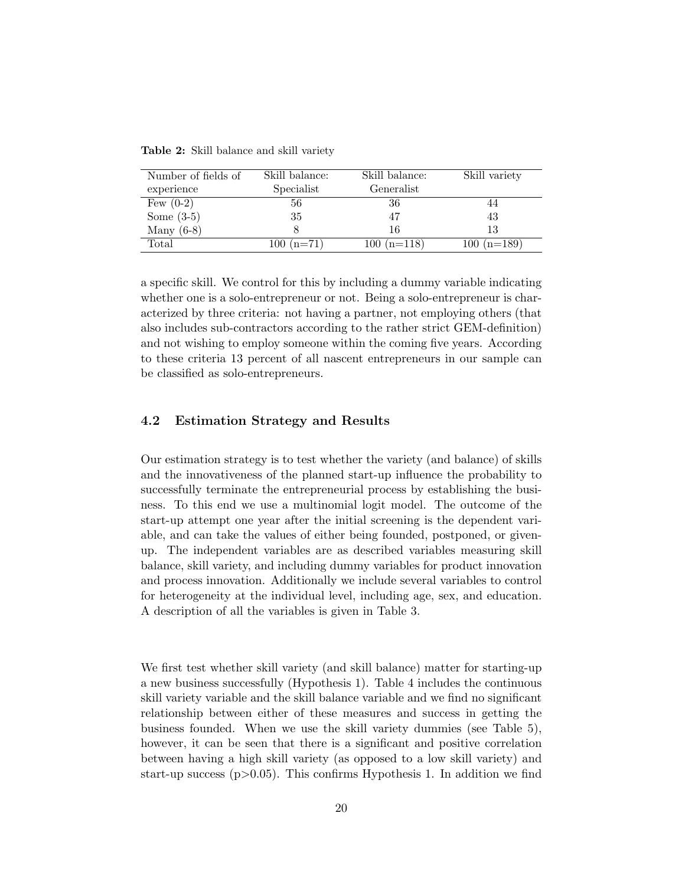**Table 2:** Skill balance and skill variety

| Number of fields of experience | Skill balance: Specialist | Skill balance: Generalist | Skill variety |
|---|---|---|---|
| Few (0-2) | 56 | 36 | 44 |
| Some (3-5) | 35 | 47 | 43 |
| Many (6-8) | 8 | 16 | 13 |
| Total | 100 (n=71) | 100 (n=118) | 100 (n=189) |

a specific skill. We control for this by including a dummy variable indicating whether one is a solo-entrepreneur or not. Being a solo-entrepreneur is characterized by three criteria: not having a partner, not employing others (that also includes sub-contractors according to the rather strict GEM-definition) and not wishing to employ someone within the coming five years. According to these criteria 13 percent of all nascent entrepreneurs in our sample can be classified as solo-entrepreneurs.

### 4.2 Estimation Strategy and Results

Our estimation strategy is to test whether the variety (and balance) of skills and the innovativeness of the planned start-up influence the probability to successfully terminate the entrepreneurial process by establishing the business. To this end we use a multinomial logit model. The outcome of the start-up attempt one year after the initial screening is the dependent variable, and can take the values of either being founded, postponed, or given-up. The independent variables are as described variables measuring skill balance, skill variety, and including dummy variables for product innovation and process innovation. Additionally we include several variables to control for heterogeneity at the individual level, including age, sex, and education. A description of all the variables is given in Table 3.

We first test whether skill variety (and skill balance) matter for starting-up a new business successfully (Hypothesis 1). Table 4 includes the continuous skill variety variable and the skill balance variable and we find no significant relationship between either of these measures and success in getting the business founded. When we use the skill variety dummies (see Table 5), however, it can be seen that there is a significant and positive correlation between having a high skill variety (as opposed to a low skill variety) and start-up success ($p>0.05$). This confirms Hypothesis 1. In addition we find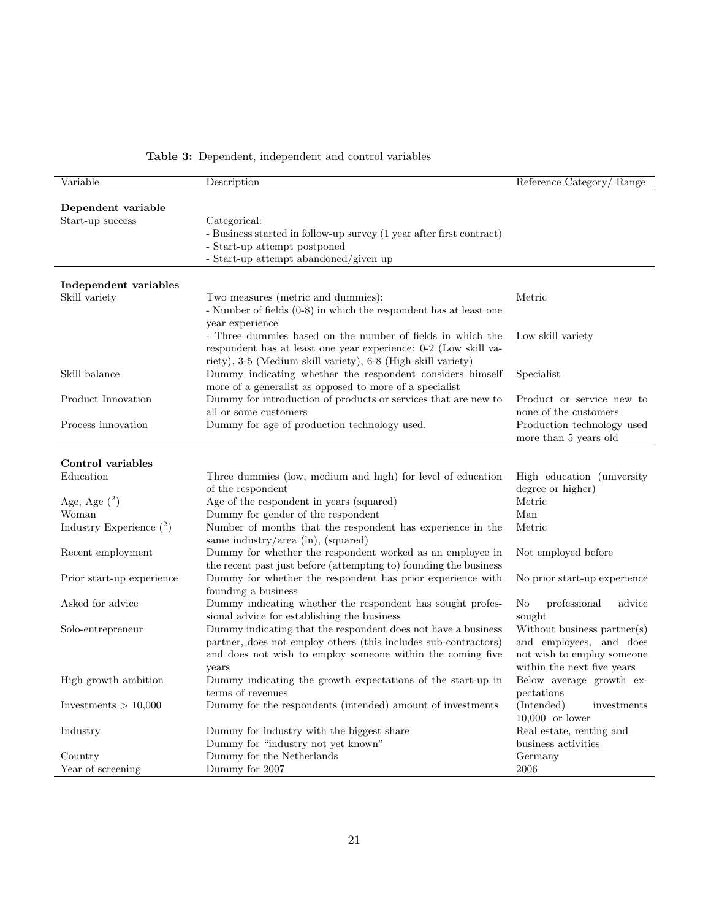**Table 3:** Dependent, independent and control variables

| Variable | Description | Reference Category/ Range |
|---|---|---|
| **Dependent variable** | | |
| Start-up success | Categorical:<br>- Business started in follow-up survey (1 year after first contract)<br>- Start-up attempt postponed<br>- Start-up attempt abandoned/given up | |
| **Independent variables** | | |
| Skill variety | Two measures (metric and dummies):<br>- Number of fields (0-8) in which the respondent has at least one year experience | Metric |
| | - Three dummies based on the number of fields in which the respondent has at least one year experience: 0-2 (Low skill variety), 3-5 (Medium skill variety), 6-8 (High skill variety) | Low skill variety |
| Skill balance | Dummy indicating whether the respondent considers himself more of a generalist as opposed to more of a specialist | Specialist |
| Product Innovation | Dummy for introduction of products or services that are new to all or some customers | Product or service new to none of the customers |
| Process innovation | Dummy for age of production technology used. | Production technology used more than 5 years old |
| **Control variables** | | |
| Education | Three dummies (low, medium and high) for level of education of the respondent | High education (university degree or higher) |
| Age, Age ($^2$) | Age of the respondent in years (squared) | Metric |
| Woman | Dummy for gender of the respondent | Man |
| Industry Experience ($^2$) | Number of months that the respondent has experience in the same industry/area (ln), (squared) | Metric |
| Recent employment | Dummy for whether the respondent worked as an employee in the recent past just before (attempting to) founding the business | Not employed before |
| Prior start-up experience | Dummy for whether the respondent has prior experience with founding a business | No prior start-up experience |
| Asked for advice | Dummy indicating whether the respondent has sought professional advice for establishing the business | No professional advice sought |
| Solo-entrepreneur | Dummy indicating that the respondent does not have a business partner, does not employ others (this includes sub-contractors) and does not wish to employ someone within the coming five years | Without business partner(s) and employees, and does not wish to employ someone within the next five years |
| High growth ambition | Dummy indicating the growth expectations of the start-up in terms of revenues | Below average growth expectations |
| Investments > 10,000 | Dummy for the respondents (intended) amount of investments | (Intended) investments 10,000 or lower |
| Industry | Dummy for industry with the biggest share<br>Dummy for "industry not yet known" | Real estate, renting and business activities |
| Country | Dummy for the Netherlands | Germany |
| Year of screening | Dummy for 2007 | 2006 |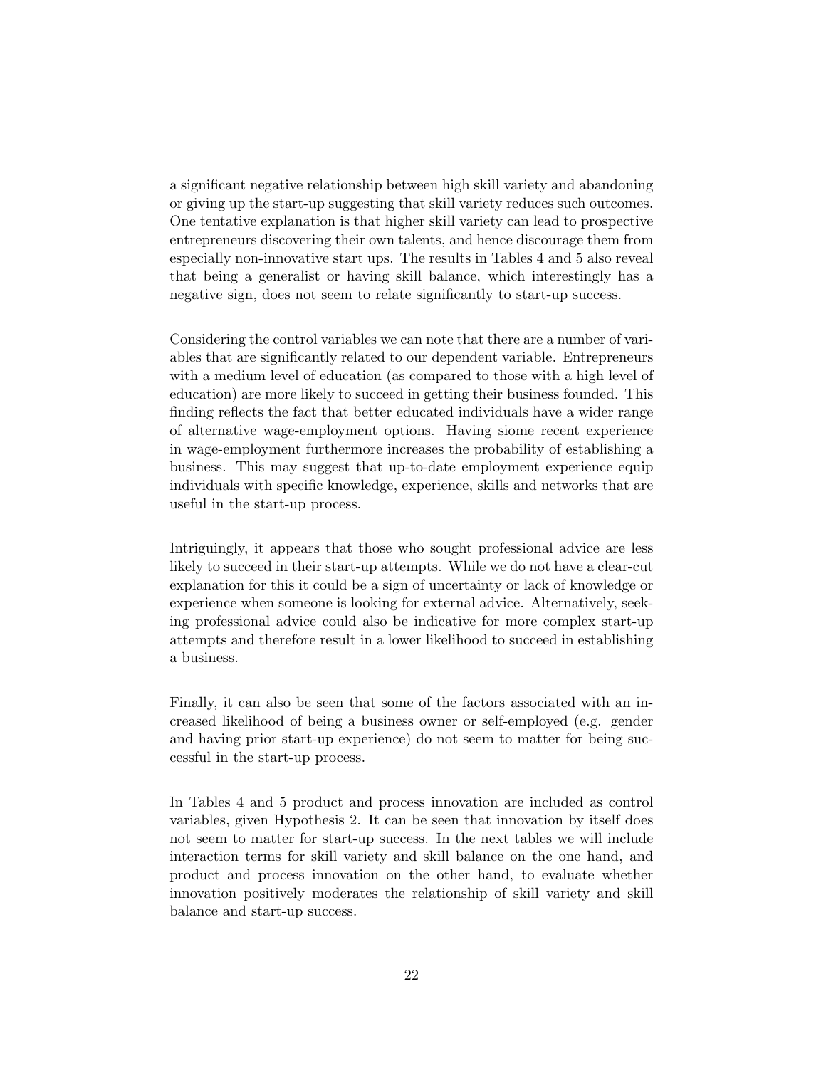a significant negative relationship between high skill variety and abandoning or giving up the start-up suggesting that skill variety reduces such outcomes. One tentative explanation is that higher skill variety can lead to prospective entrepreneurs discovering their own talents, and hence discourage them from especially non-innovative start ups. The results in Tables 4 and 5 also reveal that being a generalist or having skill balance, which interestingly has a negative sign, does not seem to relate significantly to start-up success.

Considering the control variables we can note that there are a number of variables that are significantly related to our dependent variable. Entrepreneurs with a medium level of education (as compared to those with a high level of education) are more likely to succeed in getting their business founded. This finding reflects the fact that better educated individuals have a wider range of alternative wage-employment options. Having siome recent experience in wage-employment furthermore increases the probability of establishing a business. This may suggest that up-to-date employment experience equip individuals with specific knowledge, experience, skills and networks that are useful in the start-up process.

Intriguingly, it appears that those who sought professional advice are less likely to succeed in their start-up attempts. While we do not have a clear-cut explanation for this it could be a sign of uncertainty or lack of knowledge or experience when someone is looking for external advice. Alternatively, seeking professional advice could also be indicative for more complex start-up attempts and therefore result in a lower likelihood to succeed in establishing a business.

Finally, it can also be seen that some of the factors associated with an increased likelihood of being a business owner or self-employed (e.g. gender and having prior start-up experience) do not seem to matter for being successful in the start-up process.

In Tables 4 and 5 product and process innovation are included as control variables, given Hypothesis 2. It can be seen that innovation by itself does not seem to matter for start-up success. In the next tables we will include interaction terms for skill variety and skill balance on the one hand, and product and process innovation on the other hand, to evaluate whether innovation positively moderates the relationship of skill variety and skill balance and start-up success.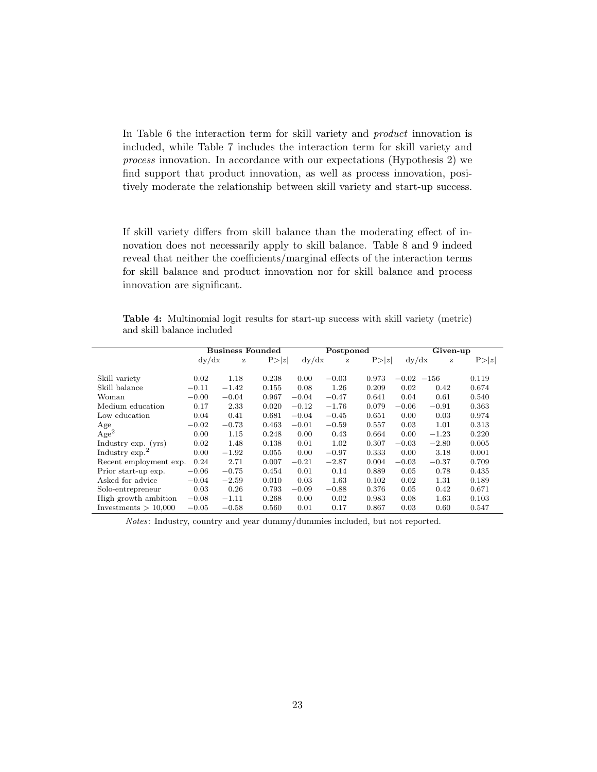In Table 6 the interaction term for skill variety and *product* innovation is included, while Table 7 includes the interaction term for skill variety and *process* innovation. In accordance with our expectations (Hypothesis 2) we find support that product innovation, as well as process innovation, positively moderate the relationship between skill variety and start-up success.

If skill variety differs from skill balance than the moderating effect of innovation does not necessarily apply to skill balance. Table 8 and 9 indeed reveal that neither the coefficients/marginal effects of the interaction terms for skill balance and product innovation nor for skill balance and process innovation are significant.

**Table 4:** Multinomial logit results for start-up success with skill variety (metric) and skill balance included

| | **Business Founded** | | | **Postponed** | | | **Given-up** | | |
|---|---|---|---|---|---|---|---|---|---|
| | dy/dx | z | P>\|z\| | dy/dx | z | P>\|z\| | dy/dx | z | P>\|z\| |
| Skill variety | 0.02 | 1.18 | 0.238 | 0.00 | −0.03 | 0.973 | −0.02 | −156 | 0.119 |
| Skill balance | −0.11 | −1.42 | 0.155 | 0.08 | 1.26 | 0.209 | 0.02 | 0.42 | 0.674 |
| Woman | −0.00 | −0.04 | 0.967 | −0.04 | −0.47 | 0.641 | 0.04 | 0.61 | 0.540 |
| Medium education | 0.17 | 2.33 | 0.020 | −0.12 | −1.76 | 0.079 | −0.06 | −0.91 | 0.363 |
| Low education | 0.04 | 0.41 | 0.681 | −0.04 | −0.45 | 0.651 | 0.00 | 0.03 | 0.974 |
| Age | −0.02 | −0.73 | 0.463 | −0.01 | −0.59 | 0.557 | 0.03 | 1.01 | 0.313 |
| Age$^2$ | 0.00 | 1.15 | 0.248 | 0.00 | 0.43 | 0.664 | 0.00 | −1.23 | 0.220 |
| Industry exp. (yrs) | 0.02 | 1.48 | 0.138 | 0.01 | 1.02 | 0.307 | −0.03 | −2.80 | 0.005 |
| Industry exp.$^2$ | 0.00 | −1.92 | 0.055 | 0.00 | −0.97 | 0.333 | 0.00 | 3.18 | 0.001 |
| Recent employment exp. | 0.24 | 2.71 | 0.007 | −0.21 | −2.87 | 0.004 | −0.03 | −0.37 | 0.709 |
| Prior start-up exp. | −0.06 | −0.75 | 0.454 | 0.01 | 0.14 | 0.889 | 0.05 | 0.78 | 0.435 |
| Asked for advice | −0.04 | −2.59 | 0.010 | 0.03 | 1.63 | 0.102 | 0.02 | 1.31 | 0.189 |
| Solo-entrepreneur | 0.03 | 0.26 | 0.793 | −0.09 | −0.88 | 0.376 | 0.05 | 0.42 | 0.671 |
| High growth ambition | −0.08 | −1.11 | 0.268 | 0.00 | 0.02 | 0.983 | 0.08 | 1.63 | 0.103 |
| Investments > 10,000 | −0.05 | −0.58 | 0.560 | 0.01 | 0.17 | 0.867 | 0.03 | 0.60 | 0.547 |

*Notes*: Industry, country and year dummy/dummies included, but not reported.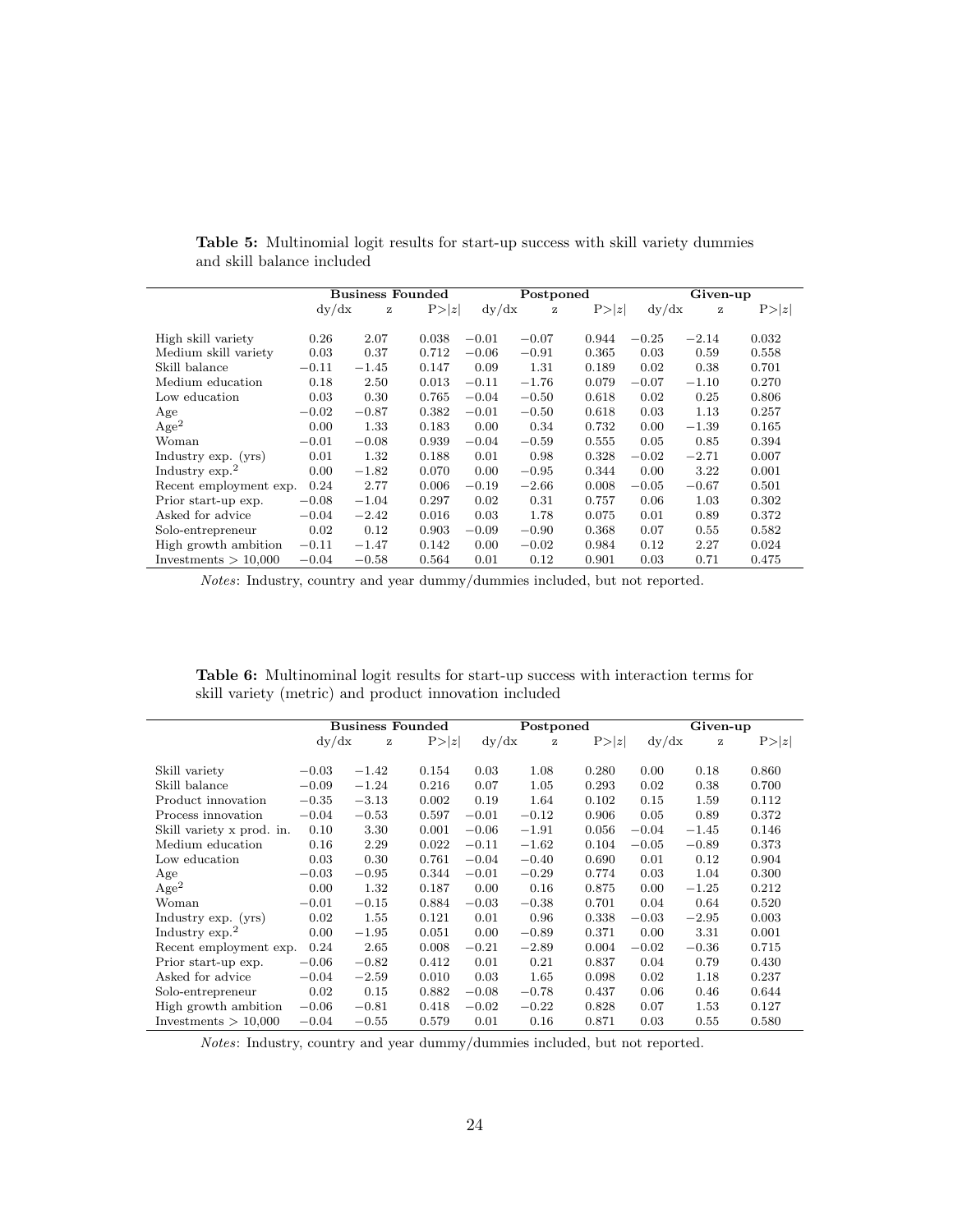**Table 5:** Multinomial logit results for start-up success with skill variety dummies and skill balance included

| | Business Founded | | | Postponed | | | Given-up | | |
|---|---|---|---|---|---|---|---|---|---|
| | dy/dx | z | P>\|z\| | dy/dx | z | P>\|z\| | dy/dx | z | P>\|z\| |
| High skill variety | 0.26 | 2.07 | 0.038 | −0.01 | −0.07 | 0.944 | −0.25 | −2.14 | 0.032 |
| Medium skill variety | 0.03 | 0.37 | 0.712 | −0.06 | −0.91 | 0.365 | 0.03 | 0.59 | 0.558 |
| Skill balance | −0.11 | −1.45 | 0.147 | 0.09 | 1.31 | 0.189 | 0.02 | 0.38 | 0.701 |
| Medium education | 0.18 | 2.50 | 0.013 | −0.11 | −1.76 | 0.079 | −0.07 | −1.10 | 0.270 |
| Low education | 0.03 | 0.30 | 0.765 | −0.04 | −0.50 | 0.618 | 0.02 | 0.25 | 0.806 |
| Age | −0.02 | −0.87 | 0.382 | −0.01 | −0.50 | 0.618 | 0.03 | 1.13 | 0.257 |
| Age$^2$ | 0.00 | 1.33 | 0.183 | 0.00 | 0.34 | 0.732 | 0.00 | −1.39 | 0.165 |
| Woman | −0.01 | −0.08 | 0.939 | −0.04 | −0.59 | 0.555 | 0.05 | 0.85 | 0.394 |
| Industry exp. (yrs) | 0.01 | 1.32 | 0.188 | 0.01 | 0.98 | 0.328 | −0.02 | −2.71 | 0.007 |
| Industry exp.$^2$ | 0.00 | −1.82 | 0.070 | 0.00 | −0.95 | 0.344 | 0.00 | 3.22 | 0.001 |
| Recent employment exp. | 0.24 | 2.77 | 0.006 | −0.19 | −2.66 | 0.008 | −0.05 | −0.67 | 0.501 |
| Prior start-up exp. | −0.08 | −1.04 | 0.297 | 0.02 | 0.31 | 0.757 | 0.06 | 1.03 | 0.302 |
| Asked for advice | −0.04 | −2.42 | 0.016 | 0.03 | 1.78 | 0.075 | 0.01 | 0.89 | 0.372 |
| Solo-entrepreneur | 0.02 | 0.12 | 0.903 | −0.09 | −0.90 | 0.368 | 0.07 | 0.55 | 0.582 |
| High growth ambition | −0.11 | −1.47 | 0.142 | 0.00 | −0.02 | 0.984 | 0.12 | 2.27 | 0.024 |
| Investments > 10,000 | −0.04 | −0.58 | 0.564 | 0.01 | 0.12 | 0.901 | 0.03 | 0.71 | 0.475 |

*Notes*: Industry, country and year dummy/dummies included, but not reported.

**Table 6:** Multinominal logit results for start-up success with interaction terms for skill variety (metric) and product innovation included

| | Business Founded | | | Postponed | | | Given-up | | |
|---|---|---|---|---|---|---|---|---|---|
| | dy/dx | z | P>\|z\| | dy/dx | z | P>\|z\| | dy/dx | z | P>\|z\| |
| Skill variety | −0.03 | −1.42 | 0.154 | 0.03 | 1.08 | 0.280 | 0.00 | 0.18 | 0.860 |
| Skill balance | −0.09 | −1.24 | 0.216 | 0.07 | 1.05 | 0.293 | 0.02 | 0.38 | 0.700 |
| Product innovation | −0.35 | −3.13 | 0.002 | 0.19 | 1.64 | 0.102 | 0.15 | 1.59 | 0.112 |
| Process innovation | −0.04 | −0.53 | 0.597 | −0.01 | −0.12 | 0.906 | 0.05 | 0.89 | 0.372 |
| Skill variety x prod. in. | 0.10 | 3.30 | 0.001 | −0.06 | −1.91 | 0.056 | −0.04 | −1.45 | 0.146 |
| Medium education | 0.16 | 2.29 | 0.022 | −0.11 | −1.62 | 0.104 | −0.05 | −0.89 | 0.373 |
| Low education | 0.03 | 0.30 | 0.761 | −0.04 | −0.40 | 0.690 | 0.01 | 0.12 | 0.904 |
| Age | −0.03 | −0.95 | 0.344 | −0.01 | −0.29 | 0.774 | 0.03 | 1.04 | 0.300 |
| Age$^2$ | 0.00 | 1.32 | 0.187 | 0.00 | 0.16 | 0.875 | 0.00 | −1.25 | 0.212 |
| Woman | −0.01 | −0.15 | 0.884 | −0.03 | −0.38 | 0.701 | 0.04 | 0.64 | 0.520 |
| Industry exp. (yrs) | 0.02 | 1.55 | 0.121 | 0.01 | 0.96 | 0.338 | −0.03 | −2.95 | 0.003 |
| Industry exp.$^2$ | 0.00 | −1.95 | 0.051 | 0.00 | −0.89 | 0.371 | 0.00 | 3.31 | 0.001 |
| Recent employment exp. | 0.24 | 2.65 | 0.008 | −0.21 | −2.89 | 0.004 | −0.02 | −0.36 | 0.715 |
| Prior start-up exp. | −0.06 | −0.82 | 0.412 | 0.01 | 0.21 | 0.837 | 0.04 | 0.79 | 0.430 |
| Asked for advice | −0.04 | −2.59 | 0.010 | 0.03 | 1.65 | 0.098 | 0.02 | 1.18 | 0.237 |
| Solo-entrepreneur | 0.02 | 0.15 | 0.882 | −0.08 | −0.78 | 0.437 | 0.06 | 0.46 | 0.644 |
| High growth ambition | −0.06 | −0.81 | 0.418 | −0.02 | −0.22 | 0.828 | 0.07 | 1.53 | 0.127 |
| Investments > 10,000 | −0.04 | −0.55 | 0.579 | 0.01 | 0.16 | 0.871 | 0.03 | 0.55 | 0.580 |

*Notes*: Industry, country and year dummy/dummies included, but not reported.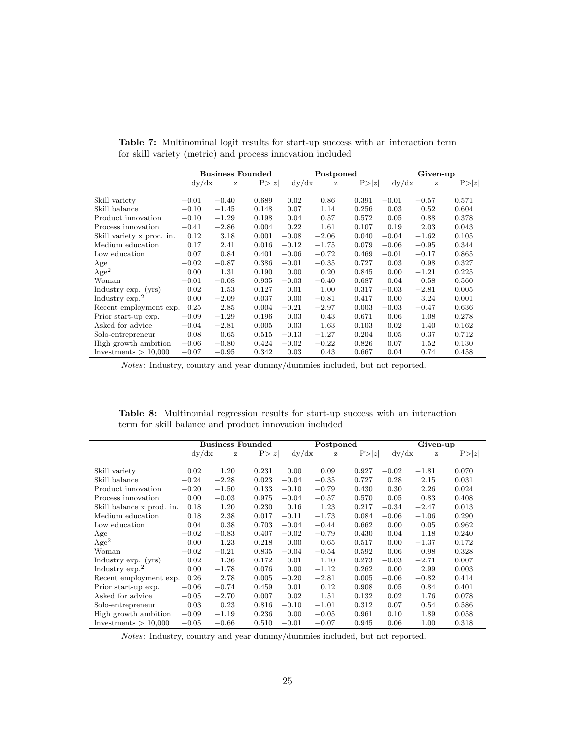**Table 7:** Multinominal logit results for start-up success with an interaction term for skill variety (metric) and process innovation included

| | Business Founded | | | Postponed | | | Given-up | | |
|---|---|---|---|---|---|---|---|---|---|
| | dy/dx | z | P>\|z\| | dy/dx | z | P>\|z\| | dy/dx | z | P>\|z\| |
| Skill variety | −0.01 | −0.40 | 0.689 | 0.02 | 0.86 | 0.391 | −0.01 | −0.57 | 0.571 |
| Skill balance | −0.10 | −1.45 | 0.148 | 0.07 | 1.14 | 0.256 | 0.03 | 0.52 | 0.604 |
| Product innovation | −0.10 | −1.29 | 0.198 | 0.04 | 0.57 | 0.572 | 0.05 | 0.88 | 0.378 |
| Process innovation | −0.41 | −2.86 | 0.004 | 0.22 | 1.61 | 0.107 | 0.19 | 2.03 | 0.043 |
| Skill variety x proc. in. | 0.12 | 3.18 | 0.001 | −0.08 | −2.06 | 0.040 | −0.04 | −1.62 | 0.105 |
| Medium education | 0.17 | 2.41 | 0.016 | −0.12 | −1.75 | 0.079 | −0.06 | −0.95 | 0.344 |
| Low education | 0.07 | 0.84 | 0.401 | −0.06 | −0.72 | 0.469 | −0.01 | −0.17 | 0.865 |
| Age | −0.02 | −0.87 | 0.386 | −0.01 | −0.35 | 0.727 | 0.03 | 0.98 | 0.327 |
| Age$^2$ | 0.00 | 1.31 | 0.190 | 0.00 | 0.20 | 0.845 | 0.00 | −1.21 | 0.225 |
| Woman | −0.01 | −0.08 | 0.935 | −0.03 | −0.40 | 0.687 | 0.04 | 0.58 | 0.560 |
| Industry exp. (yrs) | 0.02 | 1.53 | 0.127 | 0.01 | 1.00 | 0.317 | −0.03 | −2.81 | 0.005 |
| Industry exp.$^2$ | 0.00 | −2.09 | 0.037 | 0.00 | −0.81 | 0.417 | 0.00 | 3.24 | 0.001 |
| Recent employment exp. | 0.25 | 2.85 | 0.004 | −0.21 | −2.97 | 0.003 | −0.03 | −0.47 | 0.636 |
| Prior start-up exp. | −0.09 | −1.29 | 0.196 | 0.03 | 0.43 | 0.671 | 0.06 | 1.08 | 0.278 |
| Asked for advice | −0.04 | −2.81 | 0.005 | 0.03 | 1.63 | 0.103 | 0.02 | 1.40 | 0.162 |
| Solo-entrepreneur | 0.08 | 0.65 | 0.515 | −0.13 | −1.27 | 0.204 | 0.05 | 0.37 | 0.712 |
| High growth ambition | −0.06 | −0.80 | 0.424 | −0.02 | −0.22 | 0.826 | 0.07 | 1.52 | 0.130 |
| Investments > 10,000 | −0.07 | −0.95 | 0.342 | 0.03 | 0.43 | 0.667 | 0.04 | 0.74 | 0.458 |

*Notes*: Industry, country and year dummy/dummies included, but not reported.

**Table 8:** Multinomial regression results for start-up success with an interaction term for skill balance and product innovation included

| | Business Founded | | | Postponed | | | Given-up | | |
|---|---|---|---|---|---|---|---|---|---|
| | dy/dx | z | P>\|z\| | dy/dx | z | P>\|z\| | dy/dx | z | P>\|z\| |
| Skill variety | 0.02 | 1.20 | 0.231 | 0.00 | 0.09 | 0.927 | −0.02 | −1.81 | 0.070 |
| Skill balance | −0.24 | −2.28 | 0.023 | −0.04 | −0.35 | 0.727 | 0.28 | 2.15 | 0.031 |
| Product innovation | −0.20 | −1.50 | 0.133 | −0.10 | −0.79 | 0.430 | 0.30 | 2.26 | 0.024 |
| Process innovation | 0.00 | −0.03 | 0.975 | −0.04 | −0.57 | 0.570 | 0.05 | 0.83 | 0.408 |
| Skill balance x prod. in. | 0.18 | 1.20 | 0.230 | 0.16 | 1.23 | 0.217 | −0.34 | −2.47 | 0.013 |
| Medium education | 0.18 | 2.38 | 0.017 | −0.11 | −1.73 | 0.084 | −0.06 | −1.06 | 0.290 |
| Low education | 0.04 | 0.38 | 0.703 | −0.04 | −0.44 | 0.662 | 0.00 | 0.05 | 0.962 |
| Age | −0.02 | −0.83 | 0.407 | −0.02 | −0.79 | 0.430 | 0.04 | 1.18 | 0.240 |
| Age$^2$ | 0.00 | 1.23 | 0.218 | 0.00 | 0.65 | 0.517 | 0.00 | −1.37 | 0.172 |
| Woman | −0.02 | −0.21 | 0.835 | −0.04 | −0.54 | 0.592 | 0.06 | 0.98 | 0.328 |
| Industry exp. (yrs) | 0.02 | 1.36 | 0.172 | 0.01 | 1.10 | 0.273 | −0.03 | −2.71 | 0.007 |
| Industry exp.$^2$ | 0.00 | −1.78 | 0.076 | 0.00 | −1.12 | 0.262 | 0.00 | 2.99 | 0.003 |
| Recent employment exp. | 0.26 | 2.78 | 0.005 | −0.20 | −2.81 | 0.005 | −0.06 | −0.82 | 0.414 |
| Prior start-up exp. | −0.06 | −0.74 | 0.459 | 0.01 | 0.12 | 0.908 | 0.05 | 0.84 | 0.401 |
| Asked for advice | −0.05 | −2.70 | 0.007 | 0.02 | 1.51 | 0.132 | 0.02 | 1.76 | 0.078 |
| Solo-entrepreneur | 0.03 | 0.23 | 0.816 | −0.10 | −1.01 | 0.312 | 0.07 | 0.54 | 0.586 |
| High growth ambition | −0.09 | −1.19 | 0.236 | 0.00 | −0.05 | 0.961 | 0.10 | 1.89 | 0.058 |
| Investments > 10,000 | −0.05 | −0.66 | 0.510 | −0.01 | −0.07 | 0.945 | 0.06 | 1.00 | 0.318 |

*Notes*: Industry, country and year dummy/dummies included, but not reported.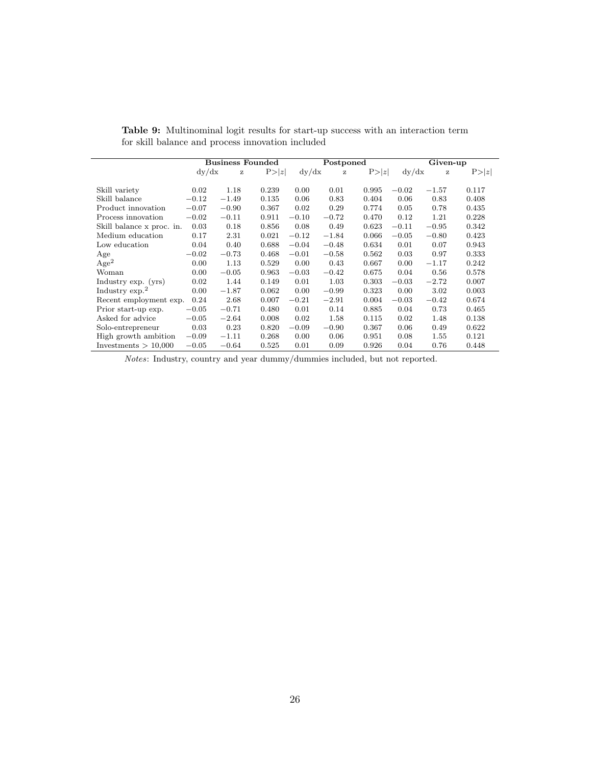**Table 9:** Multinominal logit results for start-up success with an interaction term for skill balance and process innovation included

| | Business Founded | | | Postponed | | | Given-up | | |
|---|---|---|---|---|---|---|---|---|---|
| | dy/dx | z | P>\|z\| | dy/dx | z | P>\|z\| | dy/dx | z | P>\|z\| |
| Skill variety | 0.02 | 1.18 | 0.239 | 0.00 | 0.01 | 0.995 | −0.02 | −1.57 | 0.117 |
| Skill balance | −0.12 | −1.49 | 0.135 | 0.06 | 0.83 | 0.404 | 0.06 | 0.83 | 0.408 |
| Product innovation | −0.07 | −0.90 | 0.367 | 0.02 | 0.29 | 0.774 | 0.05 | 0.78 | 0.435 |
| Process innovation | −0.02 | −0.11 | 0.911 | −0.10 | −0.72 | 0.470 | 0.12 | 1.21 | 0.228 |
| Skill balance x proc. in. | 0.03 | 0.18 | 0.856 | 0.08 | 0.49 | 0.623 | −0.11 | −0.95 | 0.342 |
| Medium education | 0.17 | 2.31 | 0.021 | −0.12 | −1.84 | 0.066 | −0.05 | −0.80 | 0.423 |
| Low education | 0.04 | 0.40 | 0.688 | −0.04 | −0.48 | 0.634 | 0.01 | 0.07 | 0.943 |
| Age | −0.02 | −0.73 | 0.468 | −0.01 | −0.58 | 0.562 | 0.03 | 0.97 | 0.333 |
| Age$^2$ | 0.00 | 1.13 | 0.529 | 0.00 | 0.43 | 0.667 | 0.00 | −1.17 | 0.242 |
| Woman | 0.00 | −0.05 | 0.963 | −0.03 | −0.42 | 0.675 | 0.04 | 0.56 | 0.578 |
| Industry exp. (yrs) | 0.02 | 1.44 | 0.149 | 0.01 | 1.03 | 0.303 | −0.03 | −2.72 | 0.007 |
| Industry exp.$^2$ | 0.00 | −1.87 | 0.062 | 0.00 | −0.99 | 0.323 | 0.00 | 3.02 | 0.003 |
| Recent employment exp. | 0.24 | 2.68 | 0.007 | −0.21 | −2.91 | 0.004 | −0.03 | −0.42 | 0.674 |
| Prior start-up exp. | −0.05 | −0.71 | 0.480 | 0.01 | 0.14 | 0.885 | 0.04 | 0.73 | 0.465 |
| Asked for advice | −0.05 | −2.64 | 0.008 | 0.02 | 1.58 | 0.115 | 0.02 | 1.48 | 0.138 |
| Solo-entrepreneur | 0.03 | 0.23 | 0.820 | −0.09 | −0.90 | 0.367 | 0.06 | 0.49 | 0.622 |
| High growth ambition | −0.09 | −1.11 | 0.268 | 0.00 | 0.06 | 0.951 | 0.08 | 1.55 | 0.121 |
| Investments > 10,000 | −0.05 | −0.64 | 0.525 | 0.01 | 0.09 | 0.926 | 0.04 | 0.76 | 0.448 |

*Notes*: Industry, country and year dummy/dummies included, but not reported.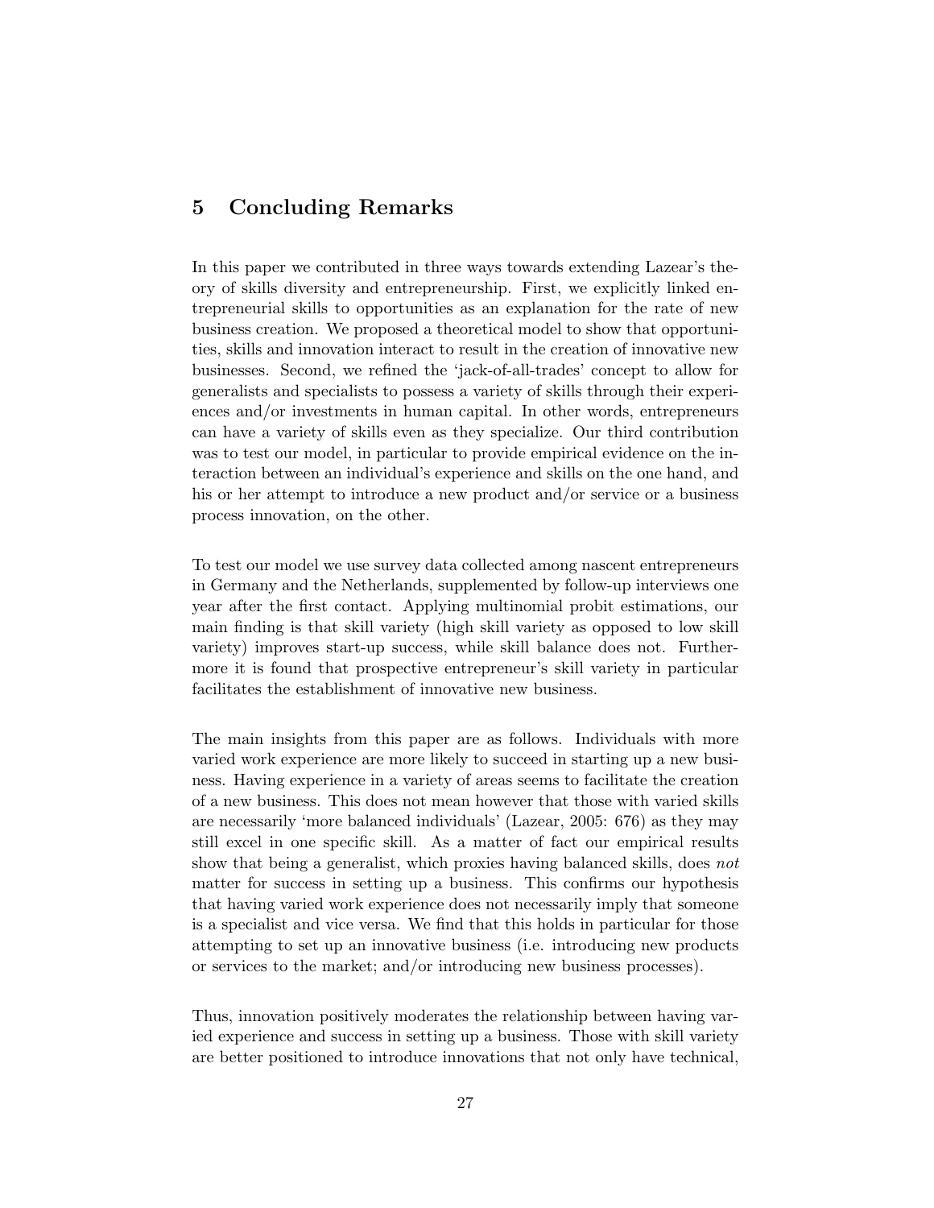## 5 Concluding Remarks

In this paper we contributed in three ways towards extending Lazear's theory of skills diversity and entrepreneurship. First, we explicitly linked entrepreneurial skills to opportunities as an explanation for the rate of new business creation. We proposed a theoretical model to show that opportunities, skills and innovation interact to result in the creation of innovative new businesses. Second, we refined the 'jack-of-all-trades' concept to allow for generalists and specialists to possess a variety of skills through their experiences and/or investments in human capital. In other words, entrepreneurs can have a variety of skills even as they specialize. Our third contribution was to test our model, in particular to provide empirical evidence on the interaction between an individual's experience and skills on the one hand, and his or her attempt to introduce a new product and/or service or a business process innovation, on the other.

To test our model we use survey data collected among nascent entrepreneurs in Germany and the Netherlands, supplemented by follow-up interviews one year after the first contact. Applying multinomial probit estimations, our main finding is that skill variety (high skill variety as opposed to low skill variety) improves start-up success, while skill balance does not. Furthermore it is found that prospective entrepreneur's skill variety in particular facilitates the establishment of innovative new business.

The main insights from this paper are as follows. Individuals with more varied work experience are more likely to succeed in starting up a new business. Having experience in a variety of areas seems to facilitate the creation of a new business. This does not mean however that those with varied skills are necessarily 'more balanced individuals' (Lazear, 2005: 676) as they may still excel in one specific skill. As a matter of fact our empirical results show that being a generalist, which proxies having balanced skills, does *not* matter for success in setting up a business. This confirms our hypothesis that having varied work experience does not necessarily imply that someone is a specialist and vice versa. We find that this holds in particular for those attempting to set up an innovative business (i.e. introducing new products or services to the market; and/or introducing new business processes).

Thus, innovation positively moderates the relationship between having varied experience and success in setting up a business. Those with skill variety are better positioned to introduce innovations that not only have technical,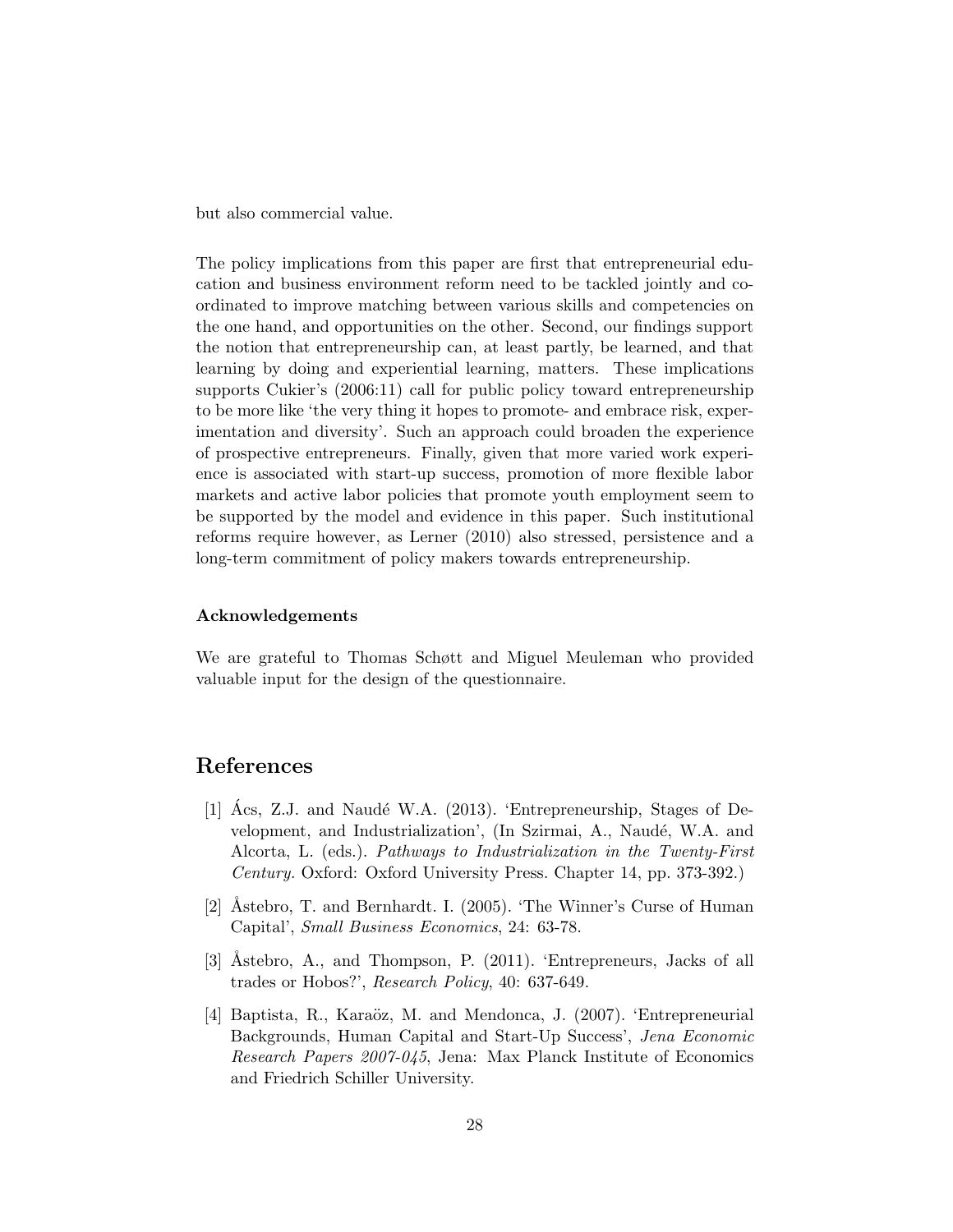but also commercial value.

The policy implications from this paper are first that entrepreneurial education and business environment reform need to be tackled jointly and coordinated to improve matching between various skills and competencies on the one hand, and opportunities on the other. Second, our findings support the notion that entrepreneurship can, at least partly, be learned, and that learning by doing and experiential learning, matters. These implications supports Cukier's (2006:11) call for public policy toward entrepreneurship to be more like 'the very thing it hopes to promote- and embrace risk, experimentation and diversity'. Such an approach could broaden the experience of prospective entrepreneurs. Finally, given that more varied work experience is associated with start-up success, promotion of more flexible labor markets and active labor policies that promote youth employment seem to be supported by the model and evidence in this paper. Such institutional reforms require however, as Lerner (2010) also stressed, persistence and a long-term commitment of policy makers towards entrepreneurship.

**Acknowledgements**

We are grateful to Thomas Schøtt and Miguel Meuleman who provided valuable input for the design of the questionnaire.

# References

[1] Ács, Z.J. and Naudé W.A. (2013). 'Entrepreneurship, Stages of Development, and Industrialization', (In Szirmai, A., Naudé, W.A. and Alcorta, L. (eds.). *Pathways to Industrialization in the Twenty-First Century*. Oxford: Oxford University Press. Chapter 14, pp. 373-392.)

[2] Åstebro, T. and Bernhardt. I. (2005). 'The Winner's Curse of Human Capital', *Small Business Economics*, 24: 63-78.

[3] Åstebro, A., and Thompson, P. (2011). 'Entrepreneurs, Jacks of all trades or Hobos?', *Research Policy*, 40: 637-649.

[4] Baptista, R., Karaöz, M. and Mendonca, J. (2007). 'Entrepreneurial Backgrounds, Human Capital and Start-Up Success', *Jena Economic Research Papers 2007-045*, Jena: Max Planck Institute of Economics and Friedrich Schiller University.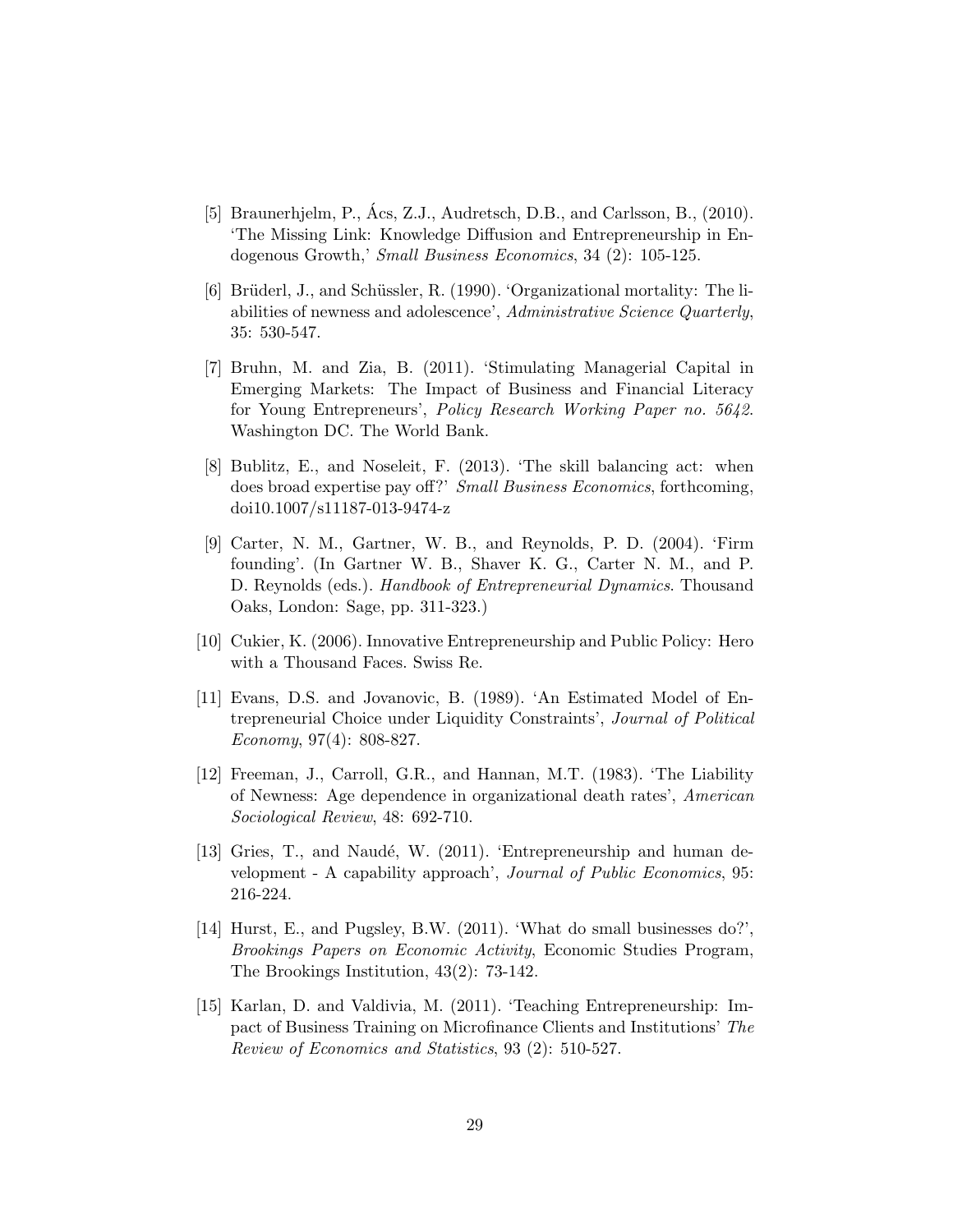[5] Braunerhjelm, P., Ács, Z.J., Audretsch, D.B., and Carlsson, B., (2010). 'The Missing Link: Knowledge Diffusion and Entrepreneurship in Endogenous Growth,' *Small Business Economics*, 34 (2): 105-125.

[6] Brüderl, J., and Schüssler, R. (1990). 'Organizational mortality: The liabilities of newness and adolescence', *Administrative Science Quarterly*, 35: 530-547.

[7] Bruhn, M. and Zia, B. (2011). 'Stimulating Managerial Capital in Emerging Markets: The Impact of Business and Financial Literacy for Young Entrepreneurs', *Policy Research Working Paper no. 5642*. Washington DC. The World Bank.

[8] Bublitz, E., and Noseleit, F. (2013). 'The skill balancing act: when does broad expertise pay off?' *Small Business Economics*, forthcoming, doi10.1007/s11187-013-9474-z

[9] Carter, N. M., Gartner, W. B., and Reynolds, P. D. (2004). 'Firm founding'. (In Gartner W. B., Shaver K. G., Carter N. M., and P. D. Reynolds (eds.). *Handbook of Entrepreneurial Dynamics*. Thousand Oaks, London: Sage, pp. 311-323.)

[10] Cukier, K. (2006). Innovative Entrepreneurship and Public Policy: Hero with a Thousand Faces. Swiss Re.

[11] Evans, D.S. and Jovanovic, B. (1989). 'An Estimated Model of Entrepreneurial Choice under Liquidity Constraints', *Journal of Political Economy*, 97(4): 808-827.

[12] Freeman, J., Carroll, G.R., and Hannan, M.T. (1983). 'The Liability of Newness: Age dependence in organizational death rates', *American Sociological Review*, 48: 692-710.

[13] Gries, T., and Naudé, W. (2011). 'Entrepreneurship and human development - A capability approach', *Journal of Public Economics*, 95: 216-224.

[14] Hurst, E., and Pugsley, B.W. (2011). 'What do small businesses do?', *Brookings Papers on Economic Activity*, Economic Studies Program, The Brookings Institution, 43(2): 73-142.

[15] Karlan, D. and Valdivia, M. (2011). 'Teaching Entrepreneurship: Impact of Business Training on Microfinance Clients and Institutions' *The Review of Economics and Statistics*, 93 (2): 510-527.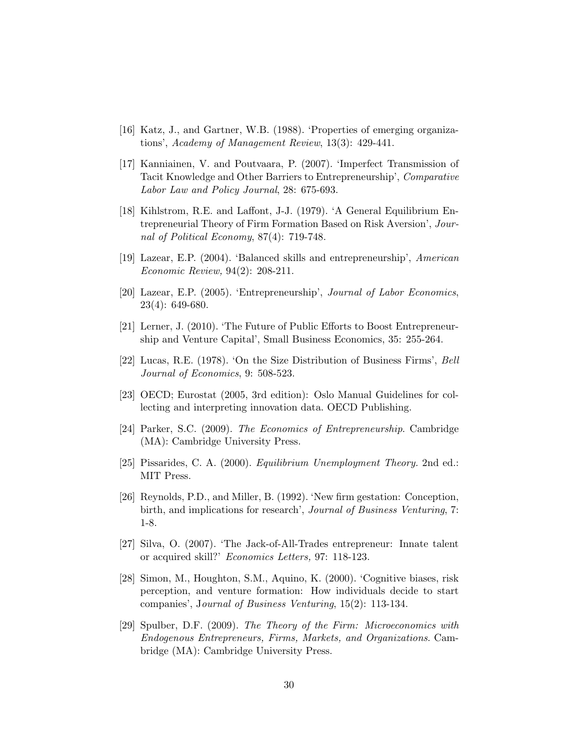[16] Katz, J., and Gartner, W.B. (1988). 'Properties of emerging organizations', *Academy of Management Review*, 13(3): 429-441.

[17] Kanniainen, V. and Poutvaara, P. (2007). 'Imperfect Transmission of Tacit Knowledge and Other Barriers to Entrepreneurship', *Comparative Labor Law and Policy Journal*, 28: 675-693.

[18] Kihlstrom, R.E. and Laffont, J-J. (1979). 'A General Equilibrium Entrepreneurial Theory of Firm Formation Based on Risk Aversion', *Journal of Political Economy*, 87(4): 719-748.

[19] Lazear, E.P. (2004). 'Balanced skills and entrepreneurship', *American Economic Review,* 94(2): 208-211.

[20] Lazear, E.P. (2005). 'Entrepreneurship', *Journal of Labor Economics*, 23(4): 649-680.

[21] Lerner, J. (2010). 'The Future of Public Efforts to Boost Entrepreneurship and Venture Capital', Small Business Economics, 35: 255-264.

[22] Lucas, R.E. (1978). 'On the Size Distribution of Business Firms', *Bell Journal of Economics*, 9: 508-523.

[23] OECD; Eurostat (2005, 3rd edition): Oslo Manual Guidelines for collecting and interpreting innovation data. OECD Publishing.

[24] Parker, S.C. (2009). *The Economics of Entrepreneurship*. Cambridge (MA): Cambridge University Press.

[25] Pissarides, C. A. (2000). *Equilibrium Unemployment Theory.* 2nd ed.: MIT Press.

[26] Reynolds, P.D., and Miller, B. (1992). 'New firm gestation: Conception, birth, and implications for research', *Journal of Business Venturing*, 7: 1-8.

[27] Silva, O. (2007). 'The Jack-of-All-Trades entrepreneur: Innate talent or acquired skill?' *Economics Letters,* 97: 118-123.

[28] Simon, M., Houghton, S.M., Aquino, K. (2000). 'Cognitive biases, risk perception, and venture formation: How individuals decide to start companies', J*ournal of Business Venturing*, 15(2): 113-134.

[29] Spulber, D.F. (2009). *The Theory of the Firm: Microeconomics with Endogenous Entrepreneurs, Firms, Markets, and Organizations*. Cambridge (MA): Cambridge University Press.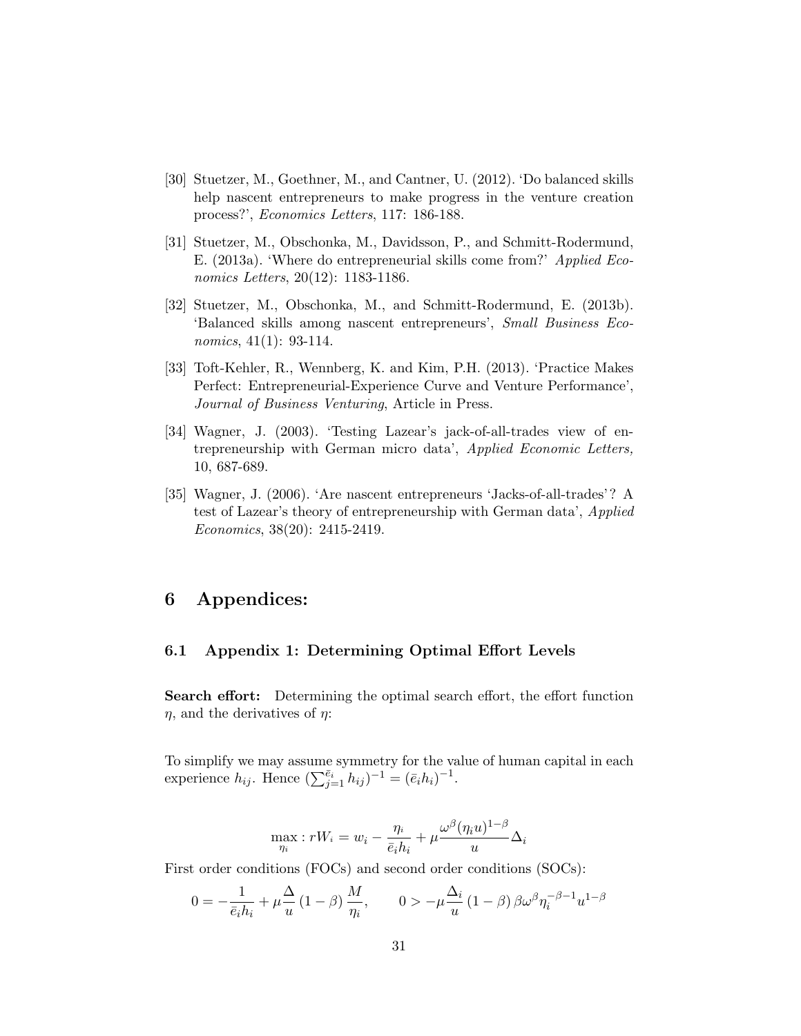[30] Stuetzer, M., Goethner, M., and Cantner, U. (2012). 'Do balanced skills help nascent entrepreneurs to make progress in the venture creation process?', *Economics Letters*, 117: 186-188.

[31] Stuetzer, M., Obschonka, M., Davidsson, P., and Schmitt-Rodermund, E. (2013a). 'Where do entrepreneurial skills come from?' *Applied Economics Letters*, 20(12): 1183-1186.

[32] Stuetzer, M., Obschonka, M., and Schmitt-Rodermund, E. (2013b). 'Balanced skills among nascent entrepreneurs', *Small Business Economics*, 41(1): 93-114.

[33] Toft-Kehler, R., Wennberg, K. and Kim, P.H. (2013). 'Practice Makes Perfect: Entrepreneurial-Experience Curve and Venture Performance', *Journal of Business Venturing*, Article in Press.

[34] Wagner, J. (2003). 'Testing Lazear's jack-of-all-trades view of entrepreneurship with German micro data', *Applied Economic Letters,* 10, 687-689.

[35] Wagner, J. (2006). 'Are nascent entrepreneurs 'Jacks-of-all-trades'? A test of Lazear's theory of entrepreneurship with German data', *Applied Economics*, 38(20): 2415-2419.

# 6 Appendices:

## 6.1 Appendix 1: Determining Optimal Effort Levels

**Search effort:** Determining the optimal search effort, the effort function $\eta$, and the derivatives of $\eta$:

To simplify we may assume symmetry for the value of human capital in each experience $h_{ij}$. Hence $(\sum_{j=1}^{\bar{e}_i} h_{ij})^{-1} = (\bar{e}_i h_i)^{-1}$.

$$\max_{\eta_i} : rW_i = w_i - \frac{\eta_i}{\bar{e}_i h_i} + \mu \frac{\omega^{\beta}(\eta_i u)^{1-\beta}}{u} \Delta_i$$

First order conditions (FOCs) and second order conditions (SOCs):

$$0 = -\frac{1}{\bar{e}_i h_i} + \mu \frac{\Delta}{u} (1-\beta) \frac{M}{\eta_i}, \qquad 0 > -\mu \frac{\Delta_i}{u} (1-\beta) \beta \omega^{\beta} \eta_i^{-\beta-1} u^{1-\beta}$$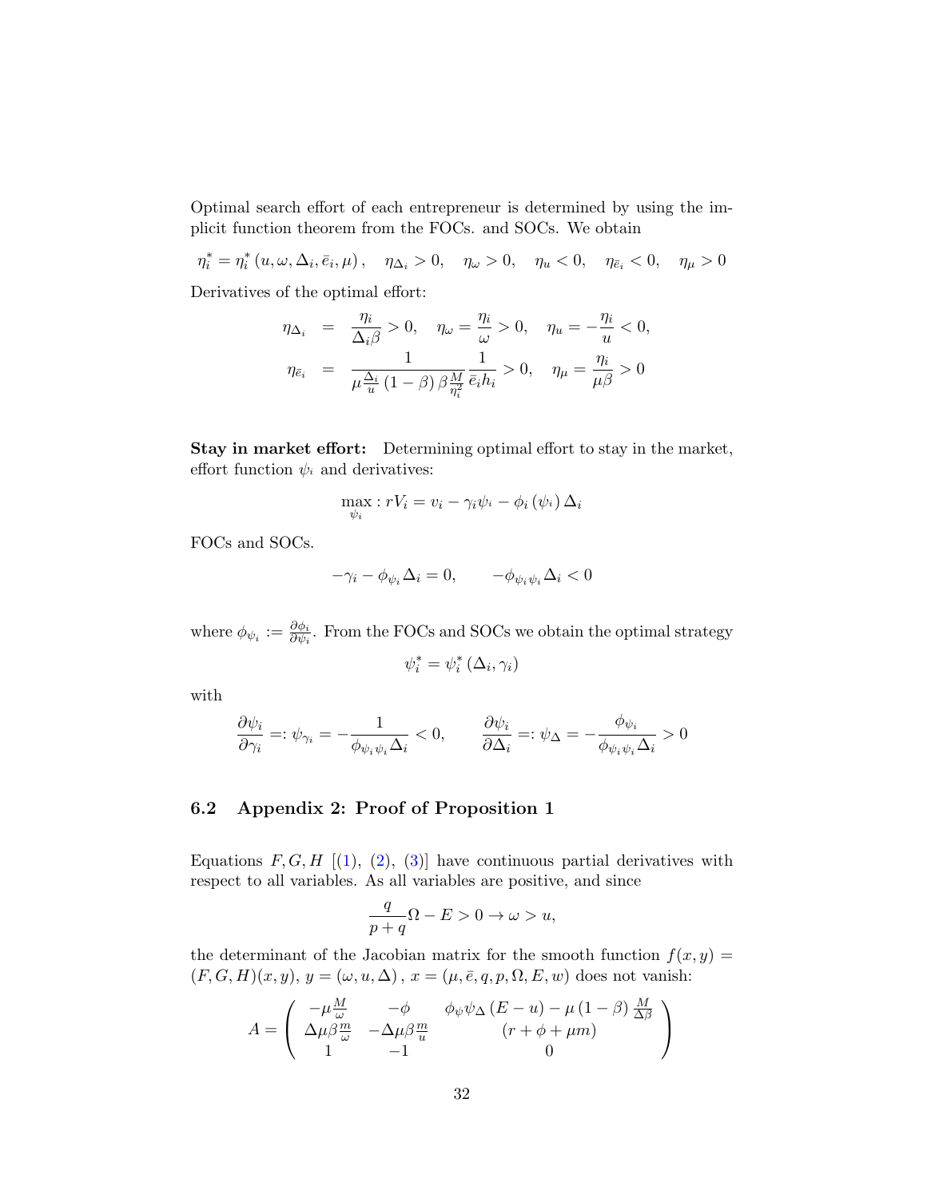Optimal search effort of each entrepreneur is determined by using the implicit function theorem from the FOCs. and SOCs. We obtain

$$\eta_i^* = \eta_i^*\left(u, \omega, \Delta_i, \bar{e}_i, \mu\right), \quad \eta_{\Delta_i} > 0, \quad \eta_\omega > 0, \quad \eta_u < 0, \quad \eta_{\bar{e}_i} < 0, \quad \eta_\mu > 0$$

Derivatives of the optimal effort:

$$\begin{aligned}
\eta_{\Delta_i} &= \frac{\eta_i}{\Delta_i \beta} > 0, \quad \eta_\omega = \frac{\eta_i}{\omega} > 0, \quad \eta_u = -\frac{\eta_i}{u} < 0, \\
\eta_{\bar{e}_i} &= \frac{1}{\mu \frac{\Delta_i}{u}\left(1-\beta\right)\beta \frac{M}{\eta_i^2}} \frac{1}{\bar{e}_i h_i} > 0, \quad \eta_\mu = \frac{\eta_i}{\mu \beta} > 0
\end{aligned}$$

**Stay in market effort:** Determining optimal effort to stay in the market, effort function $\psi_i$ and derivatives:

$$\max_{\psi_i} : rV_i = v_i - \gamma_i \psi_i - \phi_i\left(\psi_i\right)\Delta_i$$

FOCs and SOCs.

$$-\gamma_i - \phi_{\psi_i}\Delta_i = 0, \qquad -\phi_{\psi_i \psi_i}\Delta_i < 0$$

where $\phi_{\psi_i} := \frac{\partial \phi_i}{\partial \psi_i}$. From the FOCs and SOCs we obtain the optimal strategy

$$\psi_i^* = \psi_i^*\left(\Delta_i, \gamma_i\right)$$

with

$$\frac{\partial \psi_i}{\partial \gamma_i} =: \psi_{\gamma_i} = -\frac{1}{\phi_{\psi_i \psi_i}\Delta_i} < 0, \qquad \frac{\partial \psi_i}{\partial \Delta_i} =: \psi_\Delta = -\frac{\phi_{\psi_i}}{\phi_{\psi_i \psi_i}\Delta_i} > 0$$

## 6.2 Appendix 2: Proof of Proposition 1

Equations $F, G, H$ [(1), (2), (3)] have continuous partial derivatives with respect to all variables. As all variables are positive, and since

$$\frac{q}{p+q}\Omega - E > 0 \rightarrow \omega > u,$$

the determinant of the Jacobian matrix for the smooth function $f(x,y) = (F,G,H)(x,y)$, $y = (\omega, u, \Delta)$, $x = (\mu, \bar{e}, q, p, \Omega, E, w)$ does not vanish:

$$A = \begin{pmatrix} -\mu \frac{M}{\omega} & -\phi & \phi_\psi \psi_\Delta\left(E-u\right) - \mu\left(1-\beta\right)\frac{M}{\Delta\beta} \\ \Delta\mu\beta\frac{m}{\omega} & -\Delta\mu\beta\frac{m}{u} & \left(r+\phi+\mu m\right) \\ 1 & -1 & 0 \end{pmatrix}$$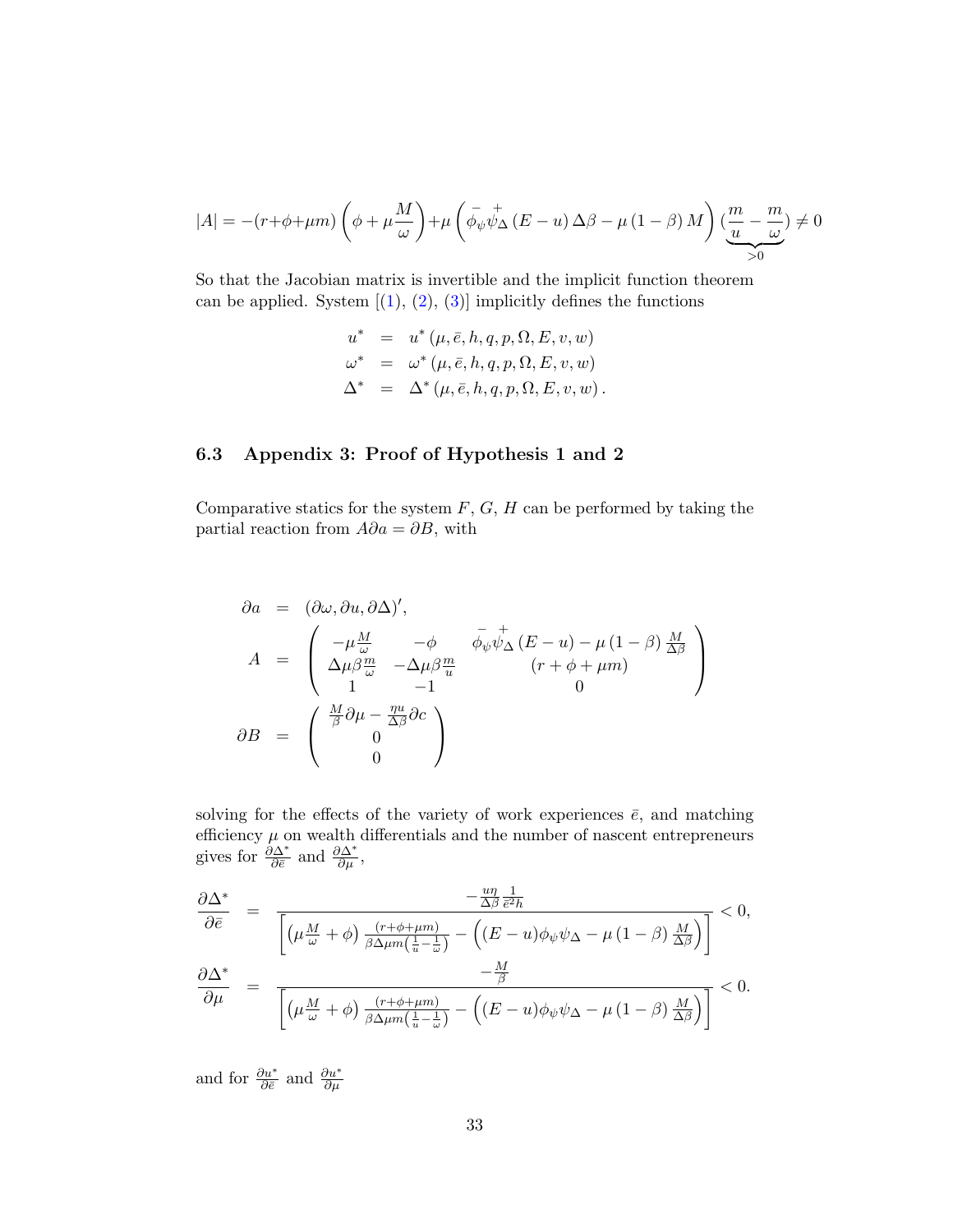$$|A| = -(r+\phi+\mu m)\left(\phi+\mu\frac{M}{\omega}\right)+\mu\left(\overset{-}{\phi_{\psi}}\overset{+}{\psi_{\Delta}}(E-u)\,\Delta\beta-\mu(1-\beta)\,M\right)\underbrace{\left(\frac{m}{u}-\frac{m}{\omega}\right)}_{>0}\neq 0$$

So that the Jacobian matrix is invertible and the implicit function theorem can be applied. System [(1), (2), (3)] implicitly defines the functions

$$\begin{aligned}
u^* &= u^*(\mu, \bar{e}, h, q, p, \Omega, E, v, w) \\
\omega^* &= \omega^*(\mu, \bar{e}, h, q, p, \Omega, E, v, w) \\
\Delta^* &= \Delta^*(\mu, \bar{e}, h, q, p, \Omega, E, v, w).
\end{aligned}$$

### 6.3 Appendix 3: Proof of Hypothesis 1 and 2

Comparative statics for the system $F$, $G$, $H$ can be performed by taking the partial reaction from $A\partial a = \partial B$, with

$$\begin{aligned}
\partial a &= (\partial\omega, \partial u, \partial\Delta)', \\
A &= \begin{pmatrix} -\mu\frac{M}{\omega} & -\phi & \overset{-}{\phi_{\psi}}\overset{+}{\psi_{\Delta}}(E-u)-\mu(1-\beta)\frac{M}{\Delta\beta} \\ \Delta\mu\beta\frac{m}{\omega} & -\Delta\mu\beta\frac{m}{u} & (r+\phi+\mu m) \\ 1 & -1 & 0 \end{pmatrix} \\
\partial B &= \begin{pmatrix} \frac{M}{\beta}\partial\mu - \frac{\eta u}{\Delta\beta}\partial c \\ 0 \\ 0 \end{pmatrix}
\end{aligned}$$

solving for the effects of the variety of work experiences $\bar{e}$, and matching efficiency $\mu$ on wealth differentials and the number of nascent entrepreneurs gives for $\frac{\partial\Delta^*}{\partial\bar{e}}$ and $\frac{\partial\Delta^*}{\partial\mu}$,

$$\begin{aligned}
\frac{\partial\Delta^*}{\partial\bar{e}} &= \frac{-\frac{u\eta}{\Delta\beta}\frac{1}{\bar{e}^2 h}}{\left[\left(\mu\frac{M}{\omega}+\phi\right)\frac{(r+\phi+\mu m)}{\beta\Delta\mu m\left(\frac{1}{u}-\frac{1}{\omega}\right)}-\left((E-u)\phi_{\psi}\psi_{\Delta}-\mu(1-\beta)\frac{M}{\Delta\beta}\right)\right]} < 0, \\
\frac{\partial\Delta^*}{\partial\mu} &= \frac{-\frac{M}{\beta}}{\left[\left(\mu\frac{M}{\omega}+\phi\right)\frac{(r+\phi+\mu m)}{\beta\Delta\mu m\left(\frac{1}{u}-\frac{1}{\omega}\right)}-\left((E-u)\phi_{\psi}\psi_{\Delta}-\mu(1-\beta)\frac{M}{\Delta\beta}\right)\right]} < 0.
\end{aligned}$$

and for $\frac{\partial u^*}{\partial\bar{e}}$ and $\frac{\partial u^*}{\partial\mu}$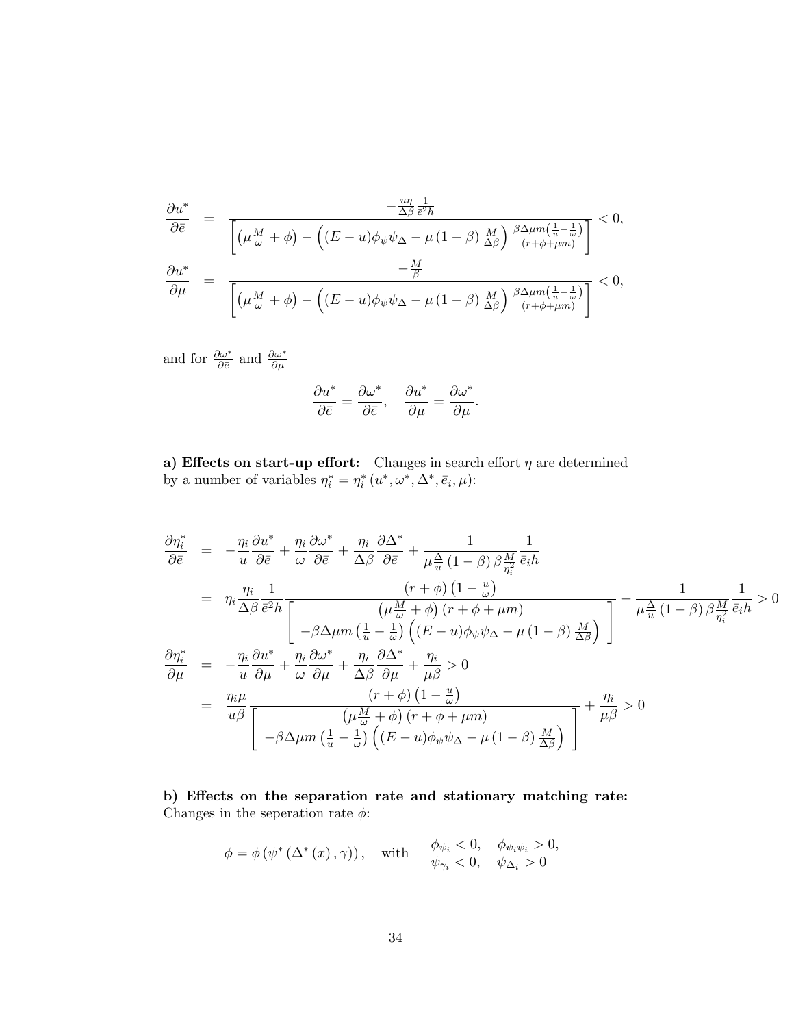$$
\begin{aligned}
\frac{\partial u^*}{\partial \bar{e}} &= \frac{-\frac{u\eta}{\Delta\beta}\frac{1}{\bar{e}^2 h}}{\left[\left(\mu\frac{M}{\omega}+\phi\right)-\left((E-u)\phi_\psi\psi_\Delta-\mu\left(1-\beta\right)\frac{M}{\Delta\beta}\right)\frac{\beta\Delta\mu m\left(\frac{1}{u}-\frac{1}{\omega}\right)}{(r+\phi+\mu m)}\right]}<0, \\
\frac{\partial u^*}{\partial \mu} &= \frac{-\frac{M}{\beta}}{\left[\left(\mu\frac{M}{\omega}+\phi\right)-\left((E-u)\phi_\psi\psi_\Delta-\mu\left(1-\beta\right)\frac{M}{\Delta\beta}\right)\frac{\beta\Delta\mu m\left(\frac{1}{u}-\frac{1}{\omega}\right)}{(r+\phi+\mu m)}\right]}<0,
\end{aligned}
$$

and for $\frac{\partial \omega^*}{\partial \bar{e}}$ and $\frac{\partial \omega^*}{\partial \mu}$

$$
\frac{\partial u^*}{\partial \bar{e}} = \frac{\partial \omega^*}{\partial \bar{e}}, \quad \frac{\partial u^*}{\partial \mu} = \frac{\partial \omega^*}{\partial \mu}.
$$

**a) Effects on start-up effort:** Changes in search effort $\eta$ are determined by a number of variables $\eta_i^* = \eta_i^*\left(u^*, \omega^*, \Delta^*, \bar{e}_i, \mu\right)$:

$$
\begin{aligned}
\frac{\partial \eta_i^*}{\partial \bar{e}} &= -\frac{\eta_i}{u}\frac{\partial u^*}{\partial \bar{e}} + \frac{\eta_i}{\omega}\frac{\partial \omega^*}{\partial \bar{e}} + \frac{\eta_i}{\Delta\beta}\frac{\partial \Delta^*}{\partial \bar{e}} + \frac{1}{\mu\frac{\Delta}{u}\left(1-\beta\right)\beta\frac{M}{\eta_i^2}}\frac{1}{\bar{e}_i h} \\
&= \eta_i\frac{\eta_i}{\Delta\beta}\frac{1}{\bar{e}^2 h}\frac{(r+\phi)\left(1-\frac{u}{\omega}\right)}{\left[\begin{array}{c}\left(\mu\frac{M}{\omega}+\phi\right)(r+\phi+\mu m) \\ -\beta\Delta\mu m\left(\frac{1}{u}-\frac{1}{\omega}\right)\left((E-u)\phi_\psi\psi_\Delta-\mu\left(1-\beta\right)\frac{M}{\Delta\beta}\right)\end{array}\right]} + \frac{1}{\mu\frac{\Delta}{u}\left(1-\beta\right)\beta\frac{M}{\eta_i^2}}\frac{1}{\bar{e}_i h} > 0 \\
\frac{\partial \eta_i^*}{\partial \mu} &= -\frac{\eta_i}{u}\frac{\partial u^*}{\partial \mu} + \frac{\eta_i}{\omega}\frac{\partial \omega^*}{\partial \mu} + \frac{\eta_i}{\Delta\beta}\frac{\partial \Delta^*}{\partial \mu} + \frac{\eta_i}{\mu\beta} > 0 \\
&= \frac{\eta_i\mu}{u\beta}\frac{(r+\phi)\left(1-\frac{u}{\omega}\right)}{\left[\begin{array}{c}\left(\mu\frac{M}{\omega}+\phi\right)(r+\phi+\mu m) \\ -\beta\Delta\mu m\left(\frac{1}{u}-\frac{1}{\omega}\right)\left((E-u)\phi_\psi\psi_\Delta-\mu\left(1-\beta\right)\frac{M}{\Delta\beta}\right)\end{array}\right]} + \frac{\eta_i}{\mu\beta} > 0
\end{aligned}
$$

**b) Effects on the separation rate and stationary matching rate:** Changes in the seperation rate $\phi$:

$$
\phi = \phi\left(\psi^*\left(\Delta^*\left(x\right), \gamma\right)\right), \quad \text{with} \quad \begin{array}{ll}\phi_{\psi_i} < 0, & \phi_{\psi_i\psi_i} > 0, \\ \psi_{\gamma_i} < 0, & \psi_{\Delta_i} > 0\end{array}
$$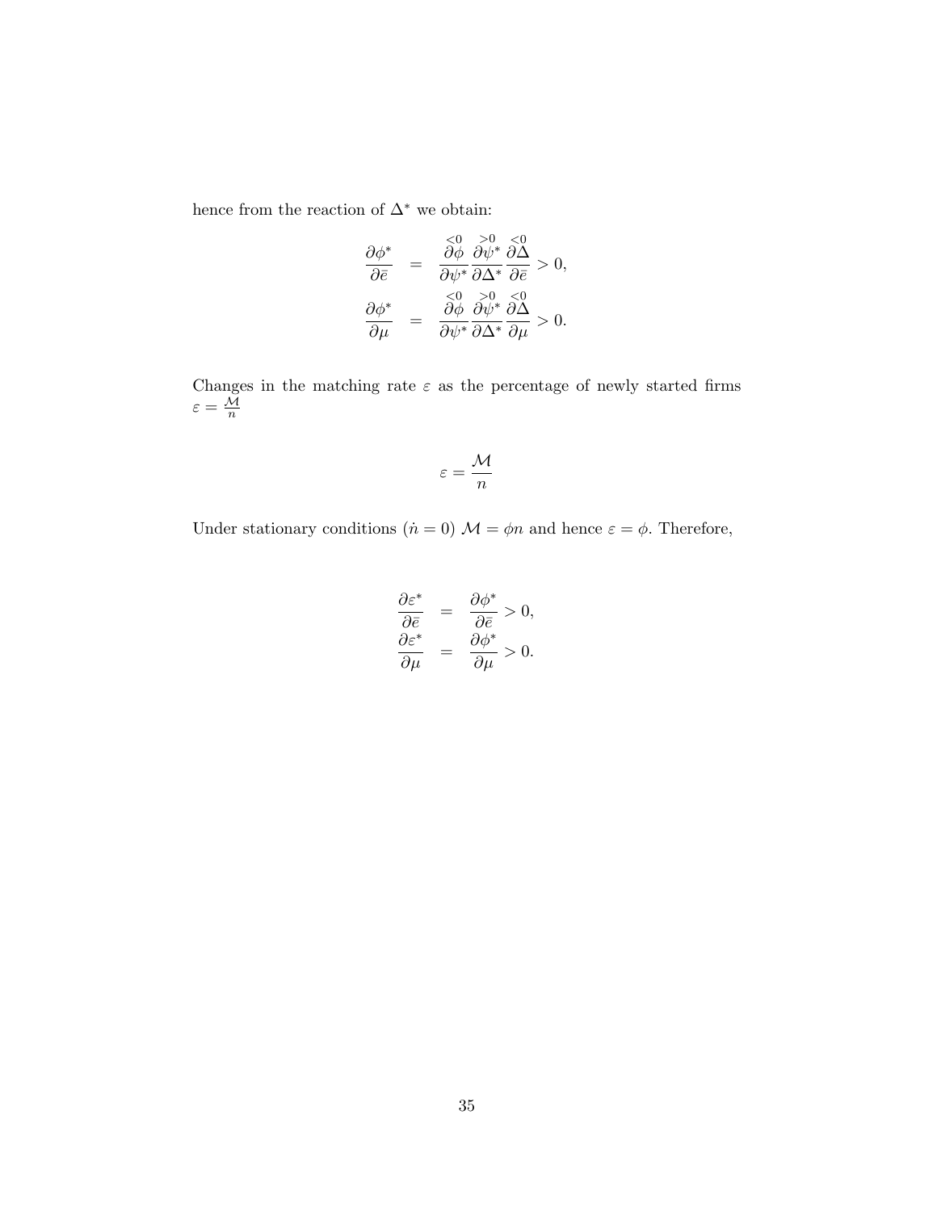hence from the reaction of $\Delta^*$ we obtain:

$$
\begin{aligned}
\frac{\partial \phi^*}{\partial \bar{e}} &= \overset{<0}{\frac{\partial \phi}{\partial \psi^*}} \overset{>0}{\frac{\partial \psi^*}{\partial \Delta^*}} \overset{<0}{\frac{\partial \Delta}{\partial \bar{e}}} > 0, \\
\frac{\partial \phi^*}{\partial \mu} &= \overset{<0}{\frac{\partial \phi}{\partial \psi^*}} \overset{>0}{\frac{\partial \psi^*}{\partial \Delta^*}} \overset{<0}{\frac{\partial \Delta}{\partial \mu}} > 0.
\end{aligned}
$$

Changes in the matching rate $\varepsilon$ as the percentage of newly started firms $\varepsilon = \frac{\mathcal{M}}{n}$

$$
\varepsilon = \frac{\mathcal{M}}{n}
$$

Under stationary conditions ($\dot{n} = 0$) $\mathcal{M} = \phi n$ and hence $\varepsilon = \phi$. Therefore,

$$
\begin{aligned}
\frac{\partial \varepsilon^*}{\partial \bar{e}} &= \frac{\partial \phi^*}{\partial \bar{e}} > 0, \\
\frac{\partial \varepsilon^*}{\partial \mu} &= \frac{\partial \phi^*}{\partial \mu} > 0.
\end{aligned}
$$